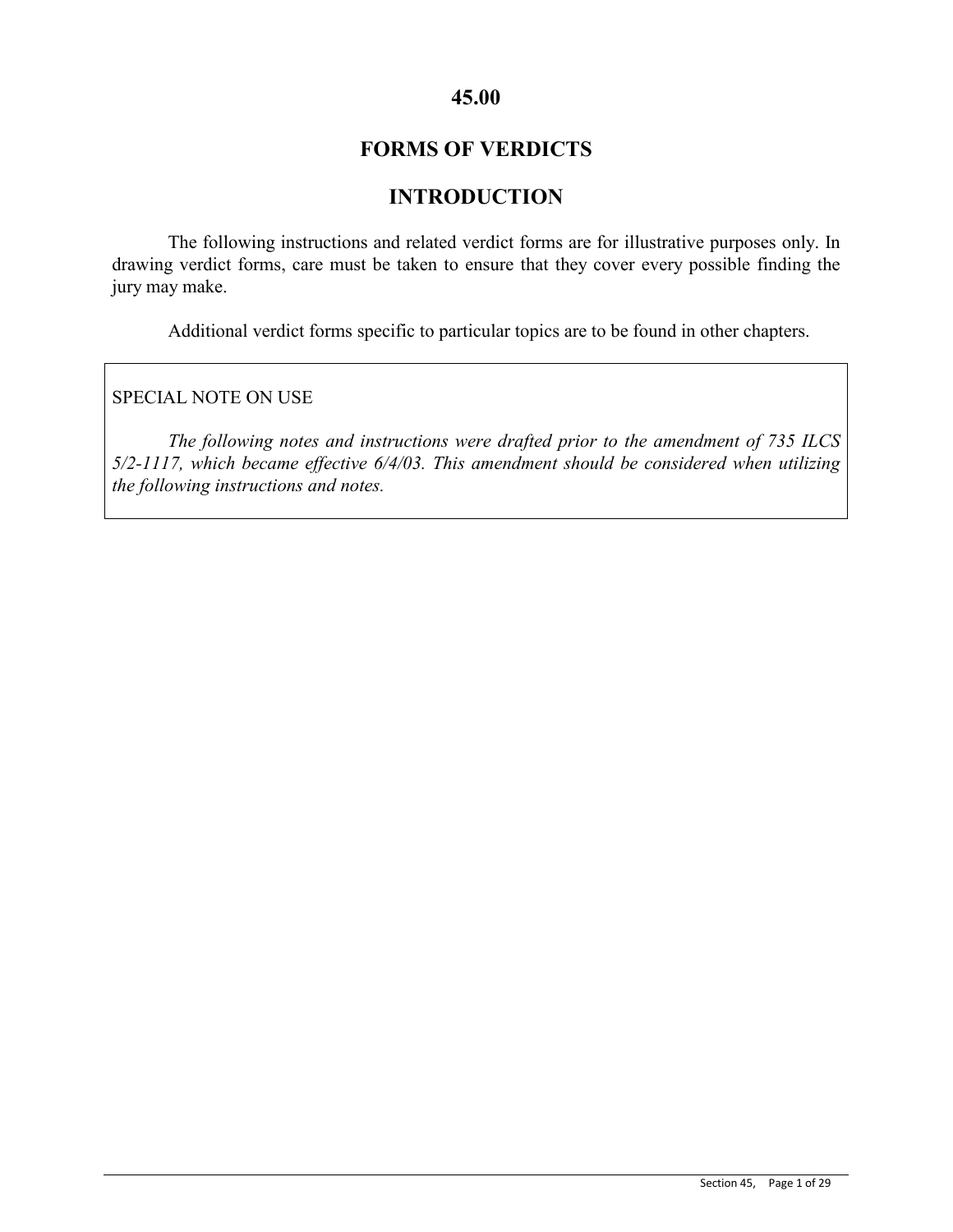# 45.00

# FORMS OF VERDICTS

# INTRODUCTION

The following instructions and related verdict forms are for illustrative purposes only. In drawing verdict forms, care must be taken to ensure that they cover every possible finding the jury may make.

Additional verdict forms specific to particular topics are to be found in other chapters.

SPECIAL NOTE ON USE

*The following notes and instructions were drafted prior to the amendment of 735 ILCS 5/2-1117, which became effective 6/4/03. This amendment should be considered when utilizing the following instructions and notes.*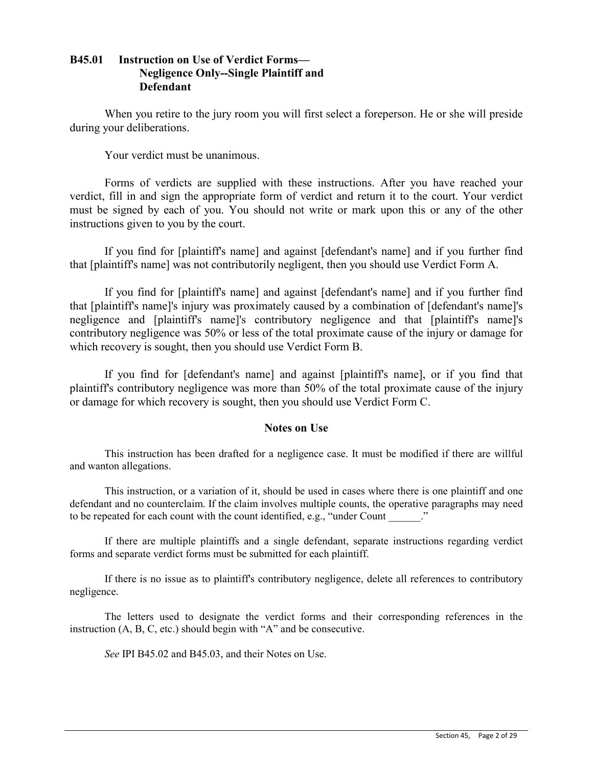## B45.01 Instruction on Use of Verdict Forms— Negligence Only--Single Plaintiff and Defendant

When you retire to the jury room you will first select a foreperson. He or she will preside during your deliberations.

Your verdict must be unanimous.

Forms of verdicts are supplied with these instructions. After you have reached your verdict, fill in and sign the appropriate form of verdict and return it to the court. Your verdict must be signed by each of you. You should not write or mark upon this or any of the other instructions given to you by the court.

If you find for [plaintiff's name] and against [defendant's name] and if you further find that [plaintiff's name] was not contributorily negligent, then you should use Verdict Form A.

If you find for [plaintiff's name] and against [defendant's name] and if you further find that [plaintiff's name]'s injury was proximately caused by a combination of [defendant's name]'s negligence and [plaintiff's name]'s contributory negligence and that [plaintiff's name]'s contributory negligence was 50% or less of the total proximate cause of the injury or damage for which recovery is sought, then you should use Verdict Form B.

If you find for [defendant's name] and against [plaintiff's name], or if you find that plaintiff's contributory negligence was more than 50% of the total proximate cause of the injury or damage for which recovery is sought, then you should use Verdict Form C.

### Notes on Use

This instruction has been drafted for a negligence case. It must be modified if there are willful and wanton allegations.

This instruction, or a variation of it, should be used in cases where there is one plaintiff and one defendant and no counterclaim. If the claim involves multiple counts, the operative paragraphs may need to be repeated for each count with the count identified, e.g., "under Count ______."

If there are multiple plaintiffs and a single defendant, separate instructions regarding verdict forms and separate verdict forms must be submitted for each plaintiff.

If there is no issue as to plaintiff's contributory negligence, delete all references to contributory negligence.

The letters used to designate the verdict forms and their corresponding references in the instruction (A, B, C, etc.) should begin with "A" and be consecutive.

*See* IPI B45.02 and B45.03, and their Notes on Use.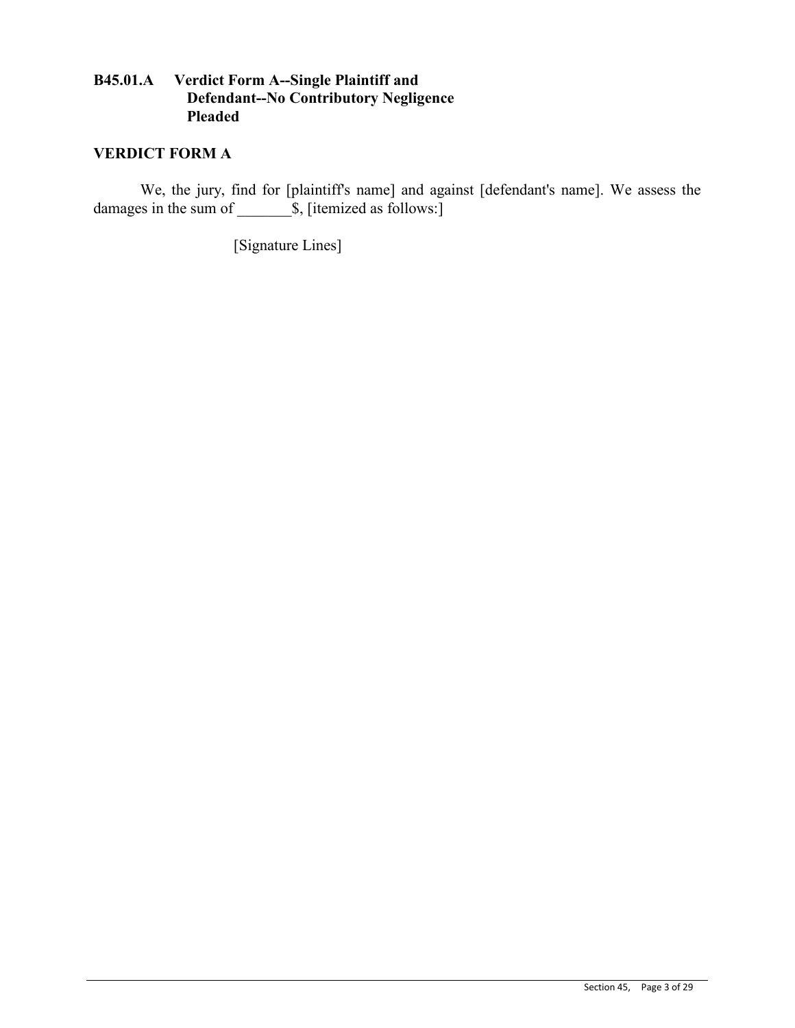### B45.01.A Verdict Form A--Single Plaintiff and Defendant--No Contributory Negligence Pleaded

**VERDICT FORM A**

We, the jury, find for [plaintiff's name] and against [defendant's name]. We assess the damages in the sum of _______$, [itemized as follows:]

[Signature Lines]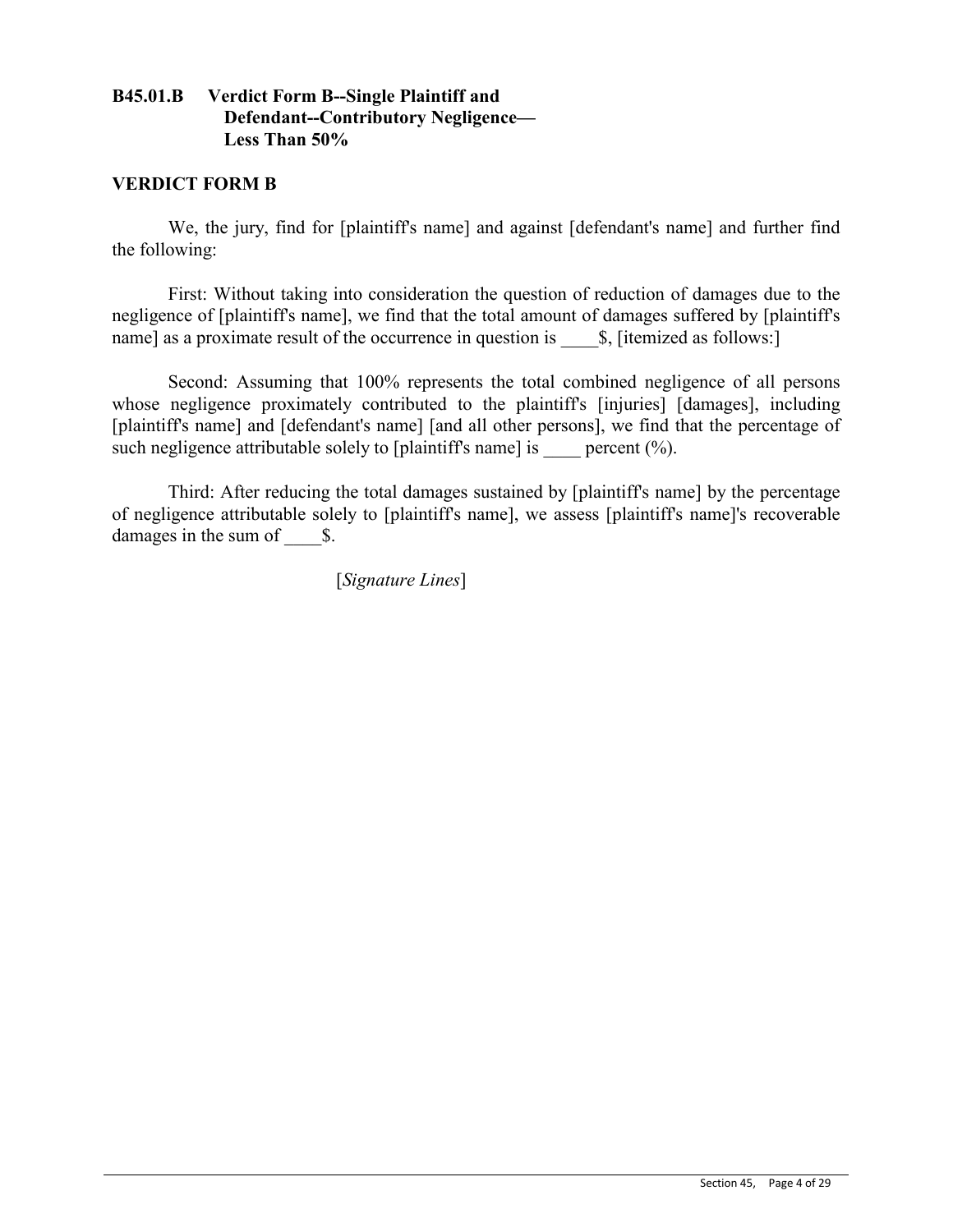### B45.01.B Verdict Form B--Single Plaintiff and Defendant--Contributory Negligence— Less Than 50%

**VERDICT FORM B**

We, the jury, find for [plaintiff's name] and against [defendant's name] and further find the following:

First: Without taking into consideration the question of reduction of damages due to the negligence of [plaintiff's name], we find that the total amount of damages suffered by [plaintiff's name] as a proximate result of the occurrence in question is ____$, [itemized as follows:]

Second: Assuming that 100% represents the total combined negligence of all persons whose negligence proximately contributed to the plaintiff's [injuries] [damages], including [plaintiff's name] and [defendant's name] [and all other persons], we find that the percentage of such negligence attributable solely to [plaintiff's name] is ____ percent (%).

Third: After reducing the total damages sustained by [plaintiff's name] by the percentage of negligence attributable solely to [plaintiff's name], we assess [plaintiff's name]'s recoverable damages in the sum of ____$.

[*Signature Lines*]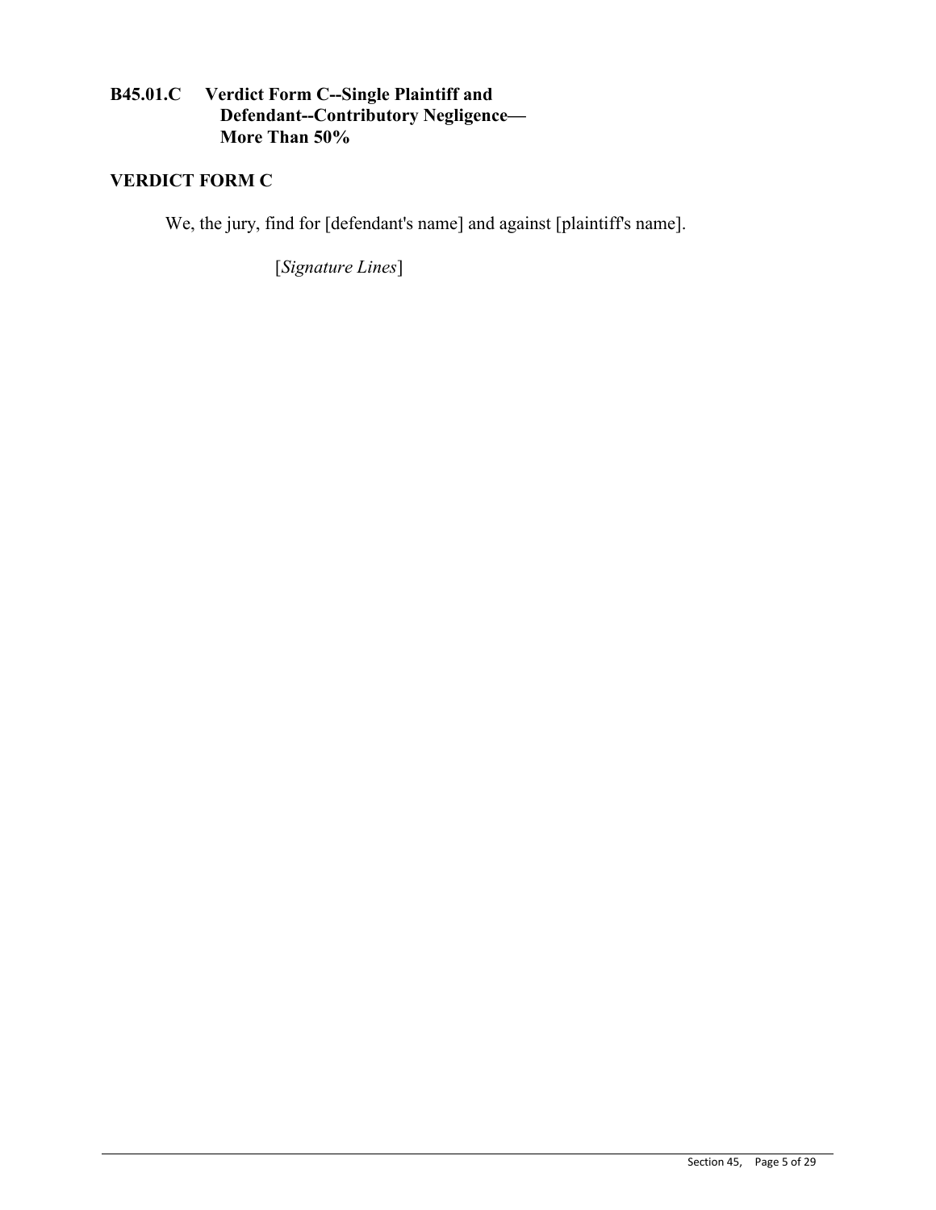### B45.01.C Verdict Form C--Single Plaintiff and Defendant--Contributory Negligence— More Than 50%

### VERDICT FORM C

We, the jury, find for [defendant's name] and against [plaintiff's name].

[*Signature Lines*]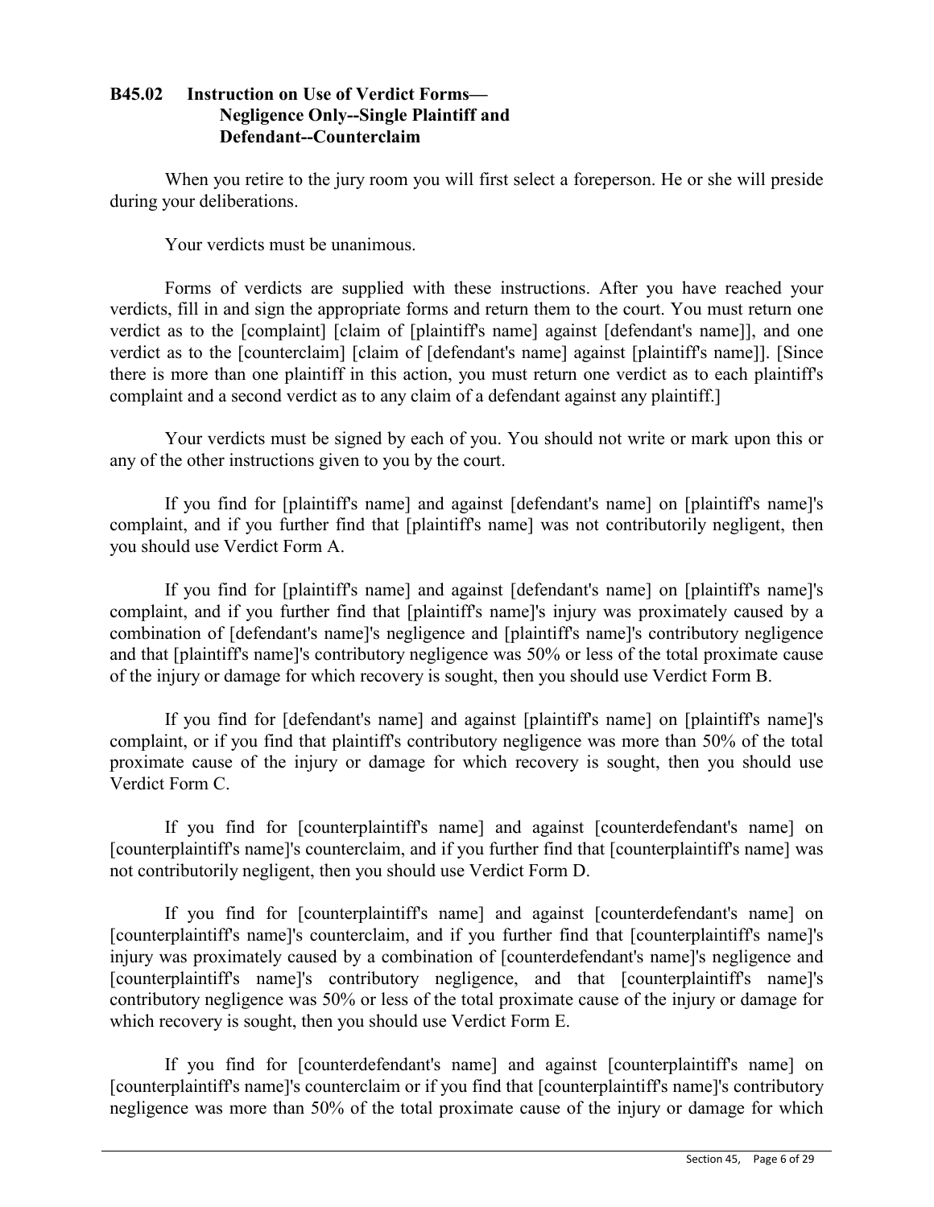### B45.02 Instruction on Use of Verdict Forms— Negligence Only--Single Plaintiff and Defendant--Counterclaim

When you retire to the jury room you will first select a foreperson. He or she will preside during your deliberations.

Your verdicts must be unanimous.

Forms of verdicts are supplied with these instructions. After you have reached your verdicts, fill in and sign the appropriate forms and return them to the court. You must return one verdict as to the [complaint] [claim of [plaintiff's name] against [defendant's name]], and one verdict as to the [counterclaim] [claim of [defendant's name] against [plaintiff's name]]. [Since there is more than one plaintiff in this action, you must return one verdict as to each plaintiff's complaint and a second verdict as to any claim of a defendant against any plaintiff.]

Your verdicts must be signed by each of you. You should not write or mark upon this or any of the other instructions given to you by the court.

If you find for [plaintiff's name] and against [defendant's name] on [plaintiff's name]'s complaint, and if you further find that [plaintiff's name] was not contributorily negligent, then you should use Verdict Form A.

If you find for [plaintiff's name] and against [defendant's name] on [plaintiff's name]'s complaint, and if you further find that [plaintiff's name]'s injury was proximately caused by a combination of [defendant's name]'s negligence and [plaintiff's name]'s contributory negligence and that [plaintiff's name]'s contributory negligence was 50% or less of the total proximate cause of the injury or damage for which recovery is sought, then you should use Verdict Form B.

If you find for [defendant's name] and against [plaintiff's name] on [plaintiff's name]'s complaint, or if you find that plaintiff's contributory negligence was more than 50% of the total proximate cause of the injury or damage for which recovery is sought, then you should use Verdict Form C.

If you find for [counterplaintiff's name] and against [counterdefendant's name] on [counterplaintiff's name]'s counterclaim, and if you further find that [counterplaintiff's name] was not contributorily negligent, then you should use Verdict Form D.

If you find for [counterplaintiff's name] and against [counterdefendant's name] on [counterplaintiff's name]'s counterclaim, and if you further find that [counterplaintiff's name]'s injury was proximately caused by a combination of [counterdefendant's name]'s negligence and [counterplaintiff's name]'s contributory negligence, and that [counterplaintiff's name]'s contributory negligence was 50% or less of the total proximate cause of the injury or damage for which recovery is sought, then you should use Verdict Form E.

If you find for [counterdefendant's name] and against [counterplaintiff's name] on [counterplaintiff's name]'s counterclaim or if you find that [counterplaintiff's name]'s contributory negligence was more than 50% of the total proximate cause of the injury or damage for which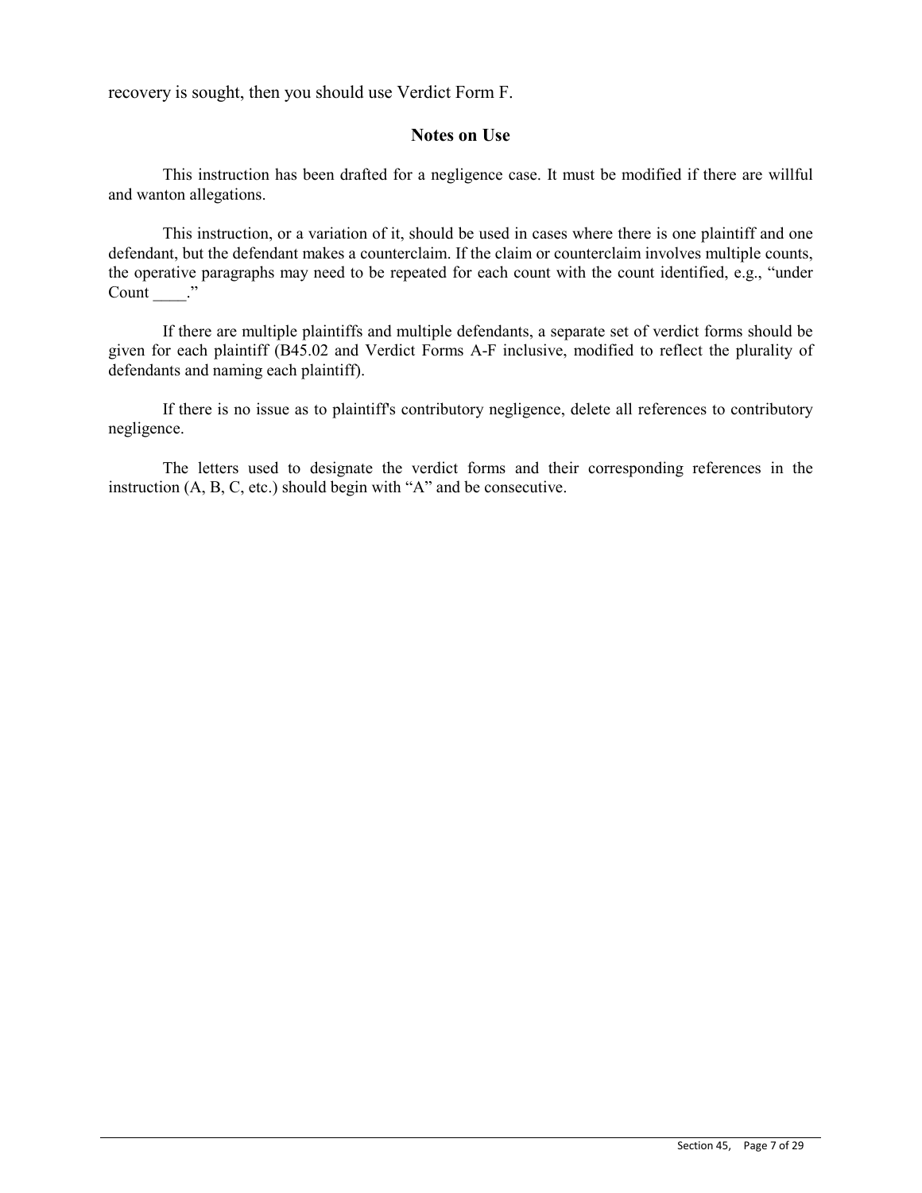recovery is sought, then you should use Verdict Form F.

### Notes on Use

This instruction has been drafted for a negligence case. It must be modified if there are willful and wanton allegations.

This instruction, or a variation of it, should be used in cases where there is one plaintiff and one defendant, but the defendant makes a counterclaim. If the claim or counterclaim involves multiple counts, the operative paragraphs may need to be repeated for each count with the count identified, e.g., "under Count ____."

If there are multiple plaintiffs and multiple defendants, a separate set of verdict forms should be given for each plaintiff (B45.02 and Verdict Forms A-F inclusive, modified to reflect the plurality of defendants and naming each plaintiff).

If there is no issue as to plaintiff's contributory negligence, delete all references to contributory negligence.

The letters used to designate the verdict forms and their corresponding references in the instruction (A, B, C, etc.) should begin with "A" and be consecutive.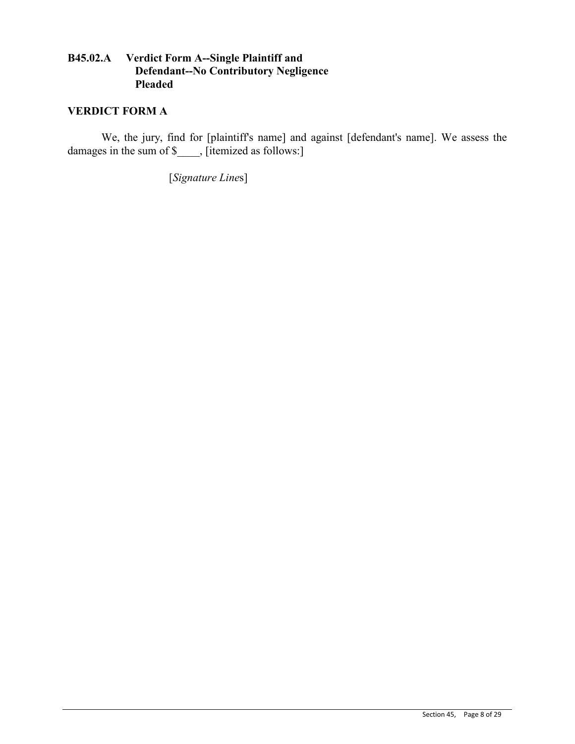### B45.02.A Verdict Form A--Single Plaintiff and Defendant--No Contributory Negligence Pleaded

### VERDICT FORM A

We, the jury, find for [plaintiff's name] and against [defendant's name]. We assess the damages in the sum of $____, [itemized as follows:]

[*Signature Lines*]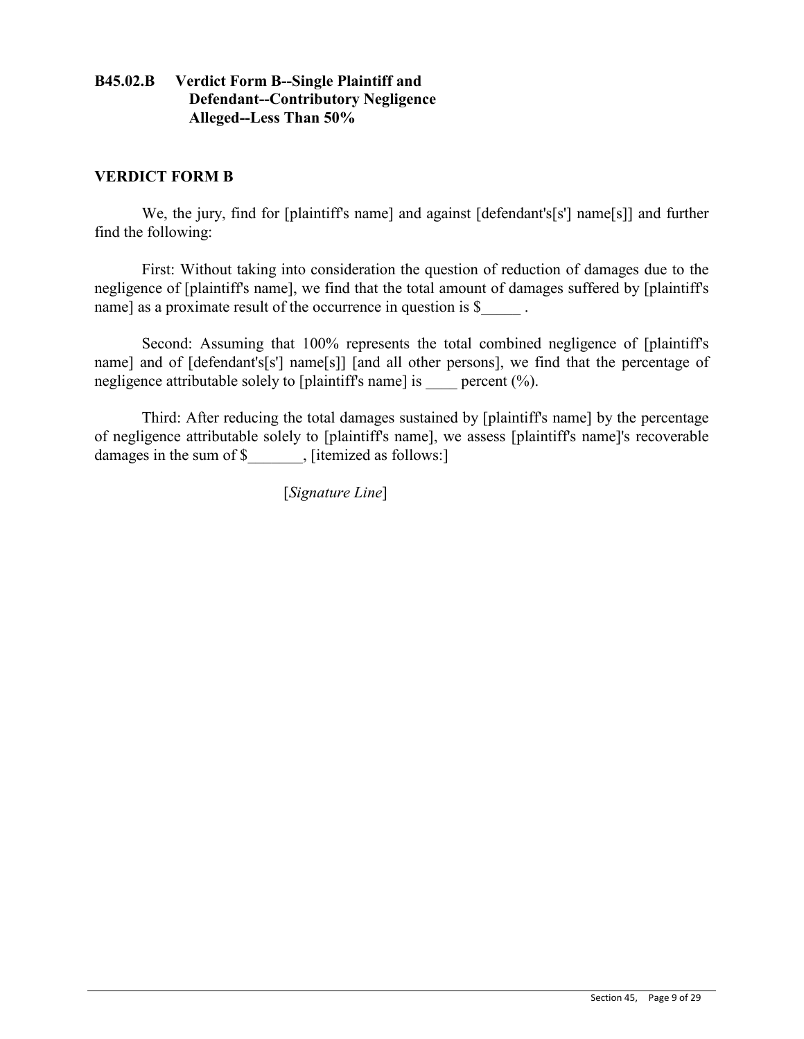### B45.02.B Verdict Form B--Single Plaintiff and Defendant--Contributory Negligence Alleged--Less Than 50%

**VERDICT FORM B**

We, the jury, find for [plaintiff's name] and against [defendant's[s'] name[s]] and further find the following:

First: Without taking into consideration the question of reduction of damages due to the negligence of [plaintiff's name], we find that the total amount of damages suffered by [plaintiff's name] as a proximate result of the occurrence in question is $_____ .

Second: Assuming that 100% represents the total combined negligence of [plaintiff's name] and of [defendant's[s'] name[s]] [and all other persons], we find that the percentage of negligence attributable solely to [plaintiff's name] is ____ percent (%).

Third: After reducing the total damages sustained by [plaintiff's name] by the percentage of negligence attributable solely to [plaintiff's name], we assess [plaintiff's name]'s recoverable damages in the sum of $_______, [itemized as follows:]

[*Signature Line*]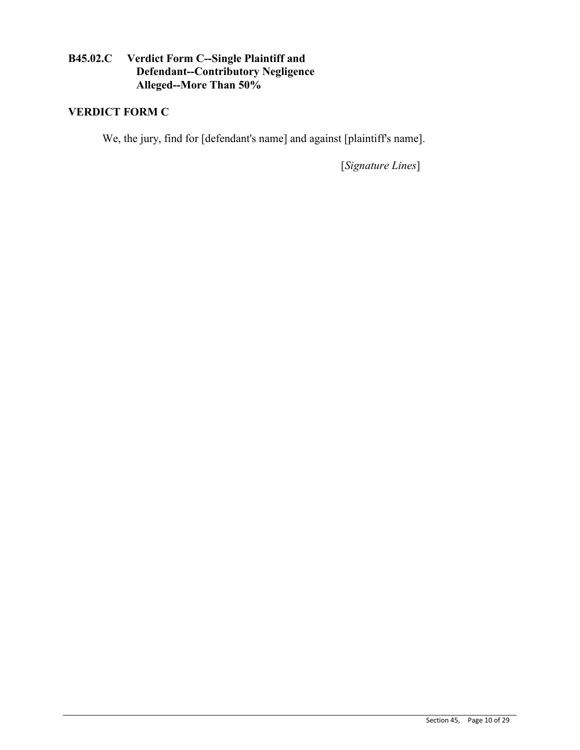### B45.02.C Verdict Form C--Single Plaintiff and Defendant--Contributory Negligence Alleged--More Than 50%

### VERDICT FORM C

We, the jury, find for [defendant's name] and against [plaintiff's name].

[*Signature Lines*]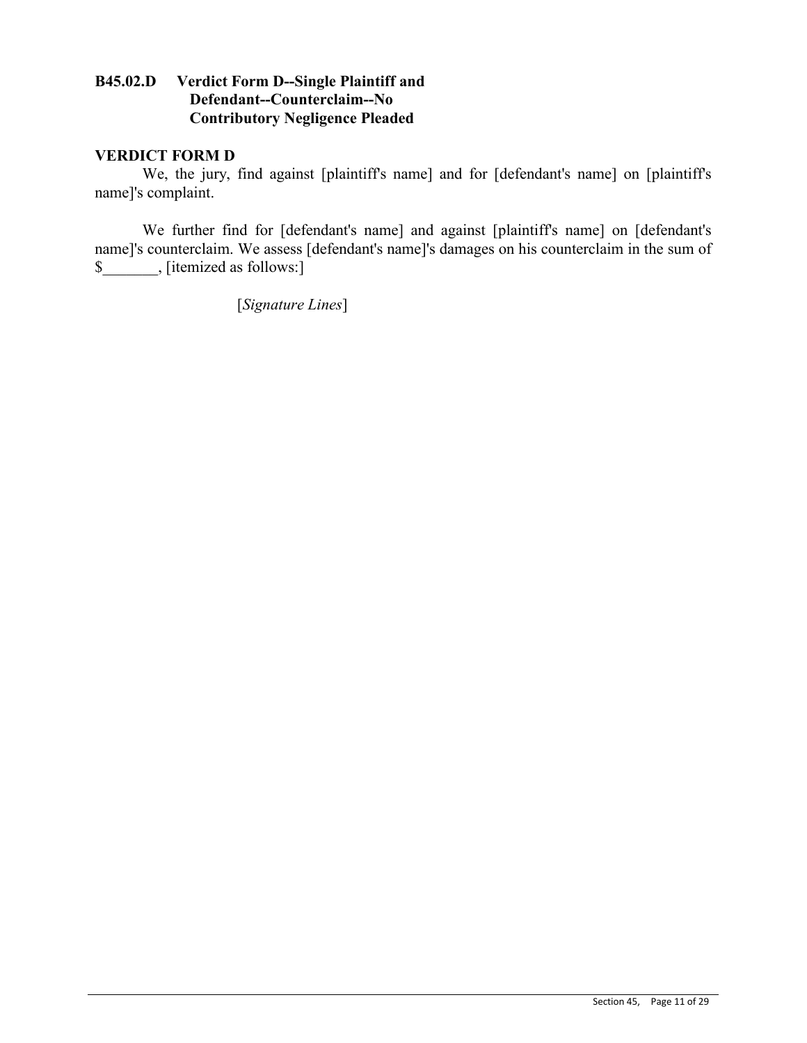### B45.02.D Verdict Form D--Single Plaintiff and Defendant--Counterclaim--No Contributory Negligence Pleaded

**VERDICT FORM D**

We, the jury, find against [plaintiff's name] and for [defendant's name] on [plaintiff's name]'s complaint.

We further find for [defendant's name] and against [plaintiff's name] on [defendant's name]'s counterclaim. We assess [defendant's name]'s damages on his counterclaim in the sum of $_______, [itemized as follows:]

[*Signature Lines*]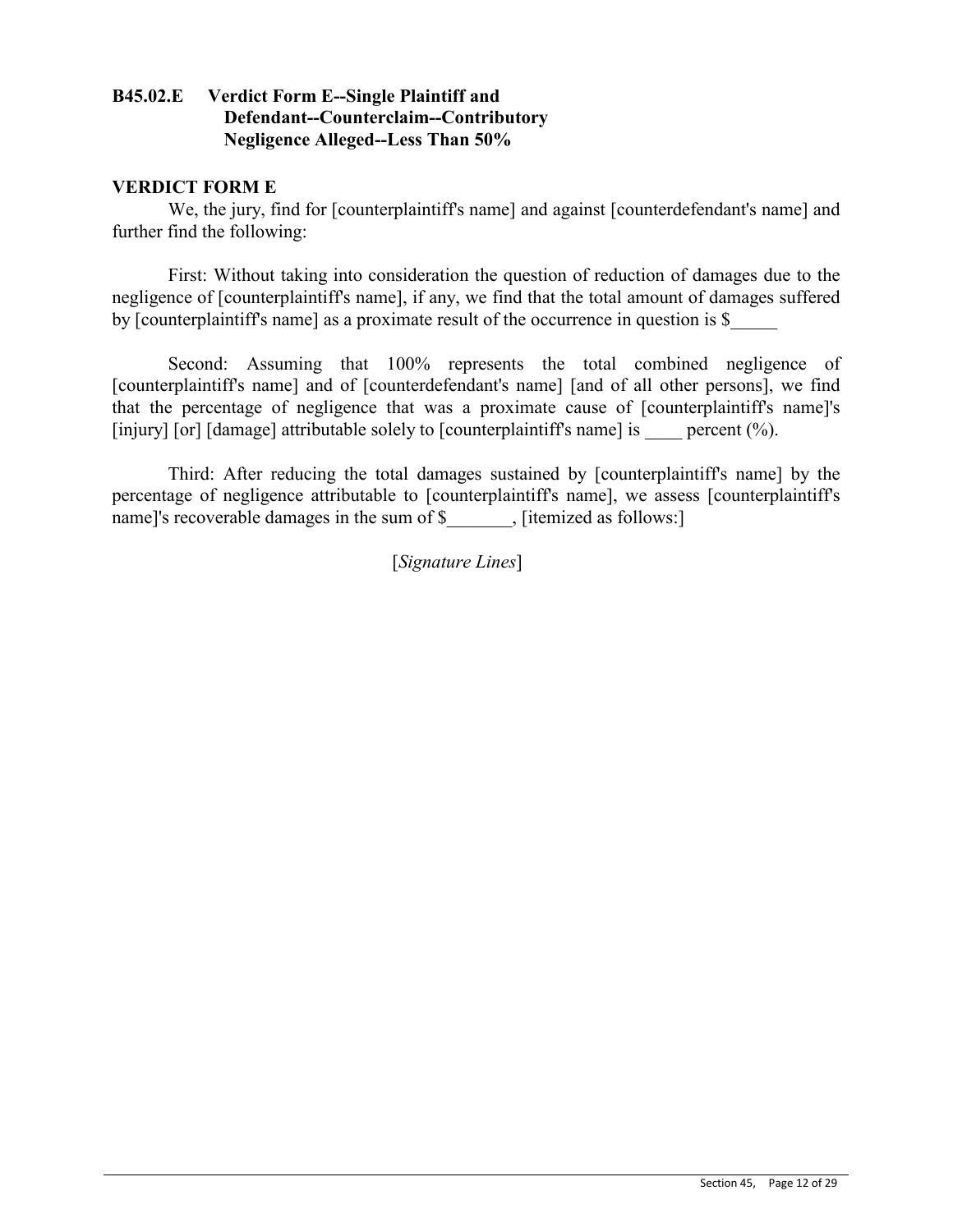**B45.02.E Verdict Form E--Single Plaintiff and Defendant--Counterclaim--Contributory Negligence Alleged--Less Than 50%**

**VERDICT FORM E**

We, the jury, find for [counterplaintiff's name] and against [counterdefendant's name] and further find the following:

First: Without taking into consideration the question of reduction of damages due to the negligence of [counterplaintiff's name], if any, we find that the total amount of damages suffered by [counterplaintiff's name] as a proximate result of the occurrence in question is $_____

Second: Assuming that 100% represents the total combined negligence of [counterplaintiff's name] and of [counterdefendant's name] [and of all other persons], we find that the percentage of negligence that was a proximate cause of [counterplaintiff's name]'s [injury] [or] [damage] attributable solely to [counterplaintiff's name] is ____ percent (%).

Third: After reducing the total damages sustained by [counterplaintiff's name] by the percentage of negligence attributable to [counterplaintiff's name], we assess [counterplaintiff's name]'s recoverable damages in the sum of $_______, [itemized as follows:]

[*Signature Lines*]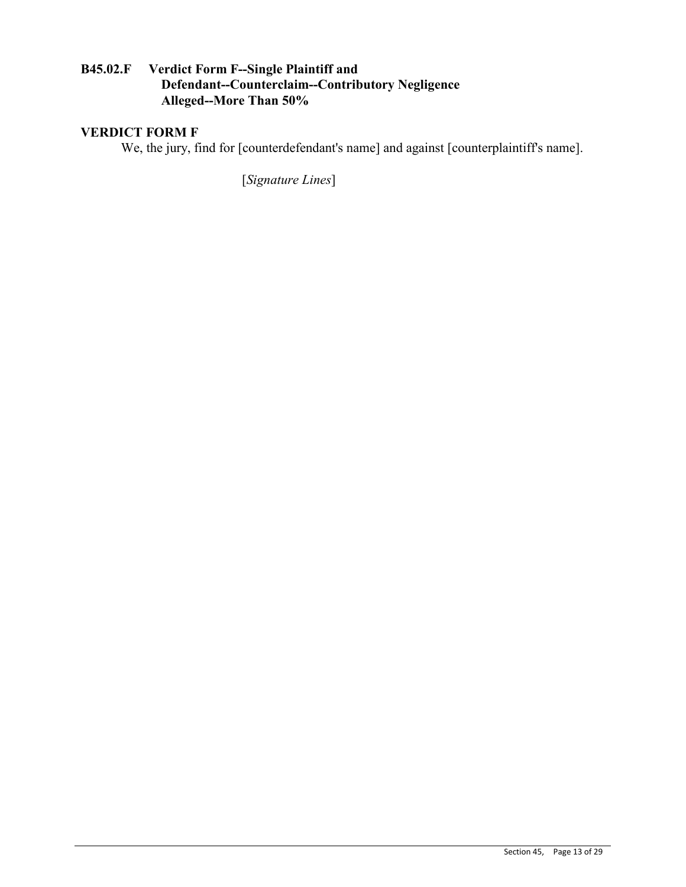### B45.02.F Verdict Form F--Single Plaintiff and Defendant--Counterclaim--Contributory Negligence Alleged--More Than 50%

**VERDICT FORM F**

We, the jury, find for [counterdefendant's name] and against [counterplaintiff's name].

[*Signature Lines*]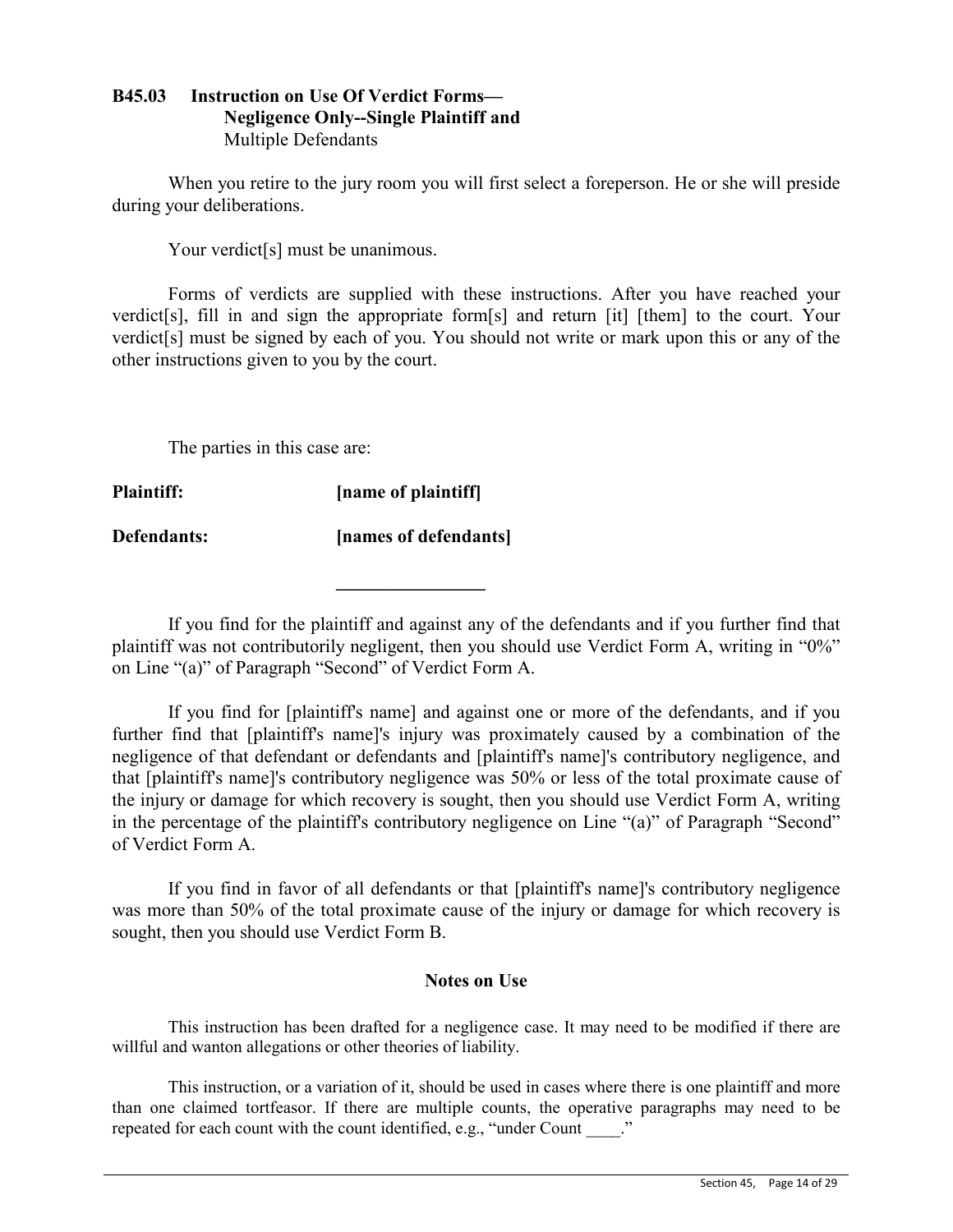### B45.03 Instruction on Use Of Verdict Forms— Negligence Only--Single Plaintiff and Multiple Defendants

When you retire to the jury room you will first select a foreperson. He or she will preside during your deliberations.

Your verdict[s] must be unanimous.

Forms of verdicts are supplied with these instructions. After you have reached your verdict[s], fill in and sign the appropriate form[s] and return [it] [them] to the court. Your verdict[s] must be signed by each of you. You should not write or mark upon this or any of the other instructions given to you by the court.

The parties in this case are:

**Plaintiff:** **[name of plaintiff]**

**Defendants:** **[names of defendants]**

________________

If you find for the plaintiff and against any of the defendants and if you further find that plaintiff was not contributorily negligent, then you should use Verdict Form A, writing in "0%" on Line "(a)" of Paragraph "Second" of Verdict Form A.

If you find for [plaintiff's name] and against one or more of the defendants, and if you further find that [plaintiff's name]'s injury was proximately caused by a combination of the negligence of that defendant or defendants and [plaintiff's name]'s contributory negligence, and that [plaintiff's name]'s contributory negligence was 50% or less of the total proximate cause of the injury or damage for which recovery is sought, then you should use Verdict Form A, writing in the percentage of the plaintiff's contributory negligence on Line "(a)" of Paragraph "Second" of Verdict Form A.

If you find in favor of all defendants or that [plaintiff's name]'s contributory negligence was more than 50% of the total proximate cause of the injury or damage for which recovery is sought, then you should use Verdict Form B.

#### Notes on Use

This instruction has been drafted for a negligence case. It may need to be modified if there are willful and wanton allegations or other theories of liability.

This instruction, or a variation of it, should be used in cases where there is one plaintiff and more than one claimed tortfeasor. If there are multiple counts, the operative paragraphs may need to be repeated for each count with the count identified, e.g., "under Count ____."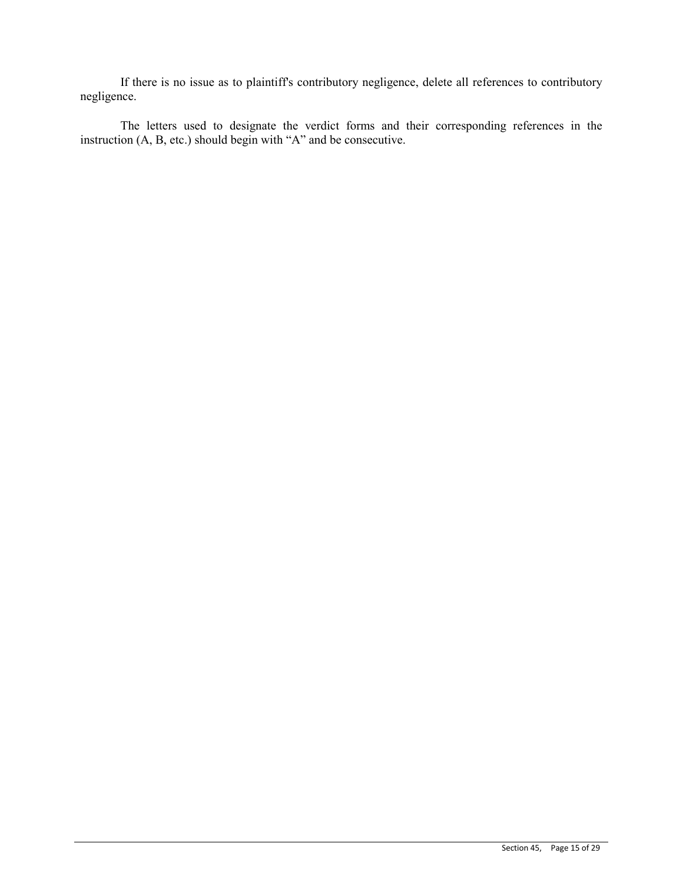If there is no issue as to plaintiff's contributory negligence, delete all references to contributory negligence.

The letters used to designate the verdict forms and their corresponding references in the instruction (A, B, etc.) should begin with "A" and be consecutive.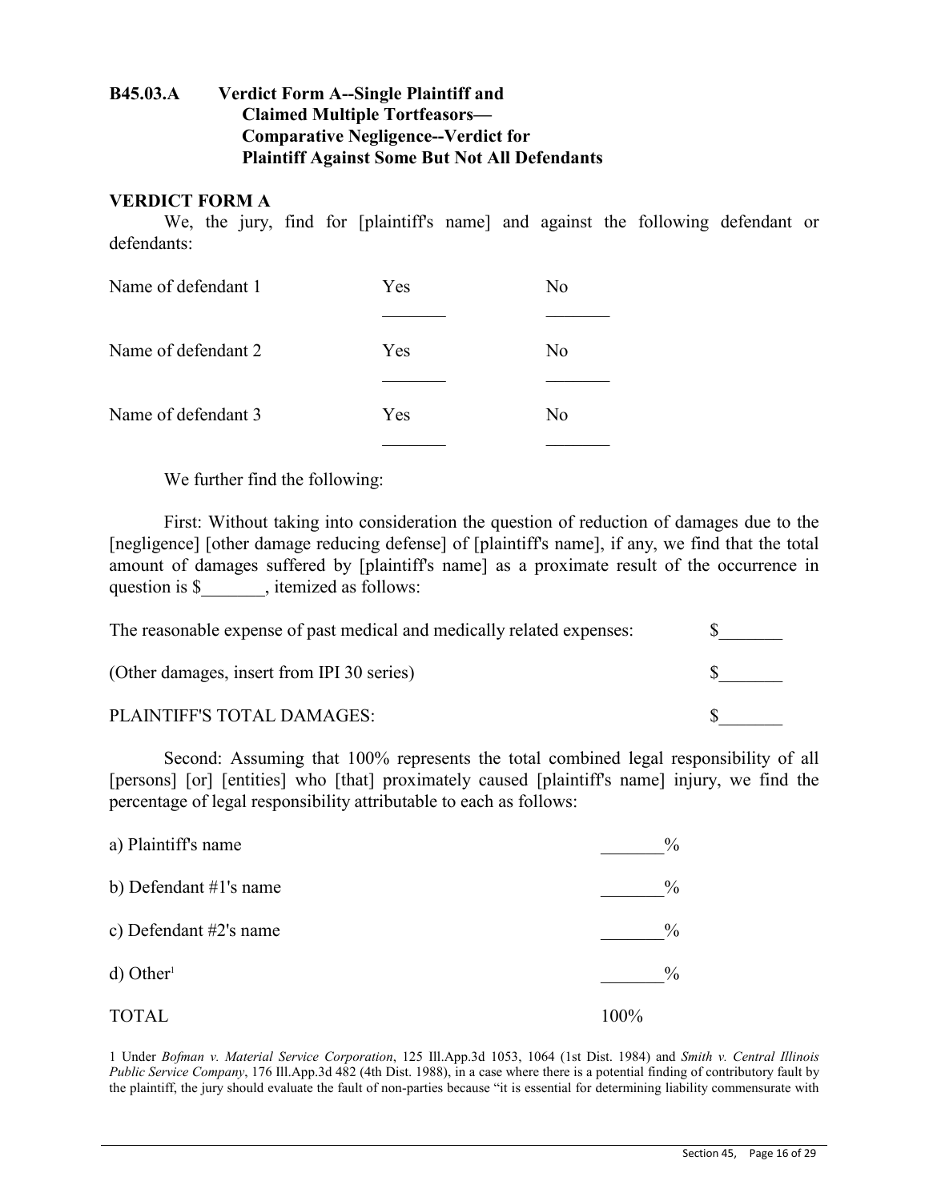### B45.03.A Verdict Form A--Single Plaintiff and Claimed Multiple Tortfeasors—Comparative Negligence--Verdict for Plaintiff Against Some But Not All Defendants

**VERDICT FORM A**

We, the jury, find for [plaintiff's name] and against the following defendant or defendants:

| | Yes | No |
|---|---|---|
| Name of defendant 1 | _______ | _______ |
| Name of defendant 2 | _______ | _______ |
| Name of defendant 3 | _______ | _______ |

We further find the following:

First: Without taking into consideration the question of reduction of damages due to the [negligence] [other damage reducing defense] of [plaintiff's name], if any, we find that the total amount of damages suffered by [plaintiff's name] as a proximate result of the occurrence in question is $_______, itemized as follows:

| | |
|---|---|
| The reasonable expense of past medical and medically related expenses: | $_______ |
| (Other damages, insert from IPI 30 series) | $_______ |
| PLAINTIFF'S TOTAL DAMAGES: | $_______ |

Second: Assuming that 100% represents the total combined legal responsibility of all [persons] [or] [entities] who [that] proximately caused [plaintiff's name] injury, we find the percentage of legal responsibility attributable to each as follows:

| | |
|---|---|
| a) Plaintiff's name | _______% |
| b) Defendant #1's name | _______% |
| c) Defendant #2's name | _______% |
| d) Other[1] | _______% |
| TOTAL | 100% |

1 Under *Bofman v. Material Service Corporation*, 125 Ill.App.3d 1053, 1064 (1st Dist. 1984) and *Smith v. Central Illinois Public Service Company*, 176 Ill.App.3d 482 (4th Dist. 1988), in a case where there is a potential finding of contributory fault by the plaintiff, the jury should evaluate the fault of non-parties because "it is essential for determining liability commensurate with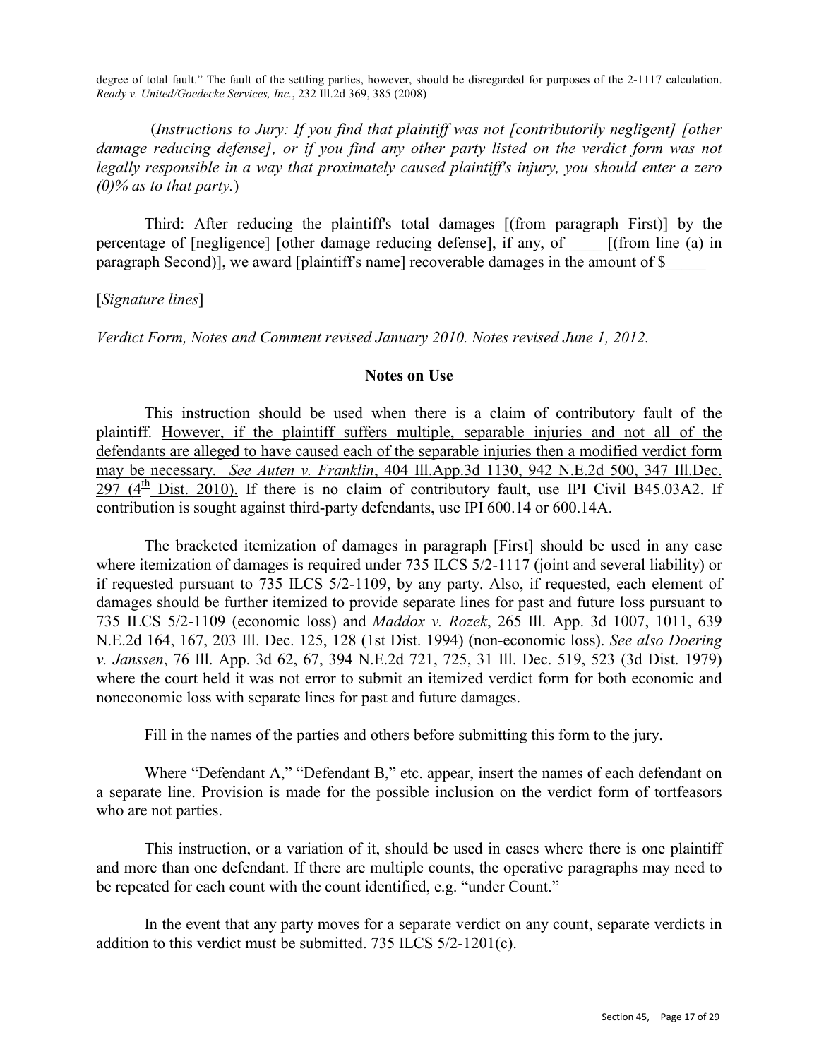degree of total fault." The fault of the settling parties, however, should be disregarded for purposes of the 2-1117 calculation. *Ready v. United/Goedecke Services, Inc.*, 232 Ill.2d 369, 385 (2008)

(*Instructions to Jury: If you find that plaintiff was not [contributorily negligent] [other damage reducing defense], or if you find any other party listed on the verdict form was not legally responsible in a way that proximately caused plaintiff's injury, you should enter a zero (0)% as to that party.*)

Third: After reducing the plaintiff's total damages [(from paragraph First)] by the percentage of [negligence] [other damage reducing defense], if any, of ____ [(from line (a) in paragraph Second)], we award [plaintiff's name] recoverable damages in the amount of $_____

[*Signature lines*]

*Verdict Form, Notes and Comment revised January 2010. Notes revised June 1, 2012.*

## Notes on Use

This instruction should be used when there is a claim of contributory fault of the plaintiff. However, if the plaintiff suffers multiple, separable injuries and not all of the defendants are alleged to have caused each of the separable injuries then a modified verdict form may be necessary. *See Auten v. Franklin*, 404 Ill.App.3d 1130, 942 N.E.2d 500, 347 Ill.Dec. 297 (4th Dist. 2010). If there is no claim of contributory fault, use IPI Civil B45.03A2. If contribution is sought against third-party defendants, use IPI 600.14 or 600.14A.

The bracketed itemization of damages in paragraph [First] should be used in any case where itemization of damages is required under 735 ILCS 5/2-1117 (joint and several liability) or if requested pursuant to 735 ILCS 5/2-1109, by any party. Also, if requested, each element of damages should be further itemized to provide separate lines for past and future loss pursuant to 735 ILCS 5/2-1109 (economic loss) and *Maddox v. Rozek*, 265 Ill. App. 3d 1007, 1011, 639 N.E.2d 164, 167, 203 Ill. Dec. 125, 128 (1st Dist. 1994) (non-economic loss). *See also Doering v. Janssen*, 76 Ill. App. 3d 62, 67, 394 N.E.2d 721, 725, 31 Ill. Dec. 519, 523 (3d Dist. 1979) where the court held it was not error to submit an itemized verdict form for both economic and noneconomic loss with separate lines for past and future damages.

Fill in the names of the parties and others before submitting this form to the jury.

Where "Defendant A," "Defendant B," etc. appear, insert the names of each defendant on a separate line. Provision is made for the possible inclusion on the verdict form of tortfeasors who are not parties.

This instruction, or a variation of it, should be used in cases where there is one plaintiff and more than one defendant. If there are multiple counts, the operative paragraphs may need to be repeated for each count with the count identified, e.g. "under Count."

In the event that any party moves for a separate verdict on any count, separate verdicts in addition to this verdict must be submitted. 735 ILCS 5/2-1201(c).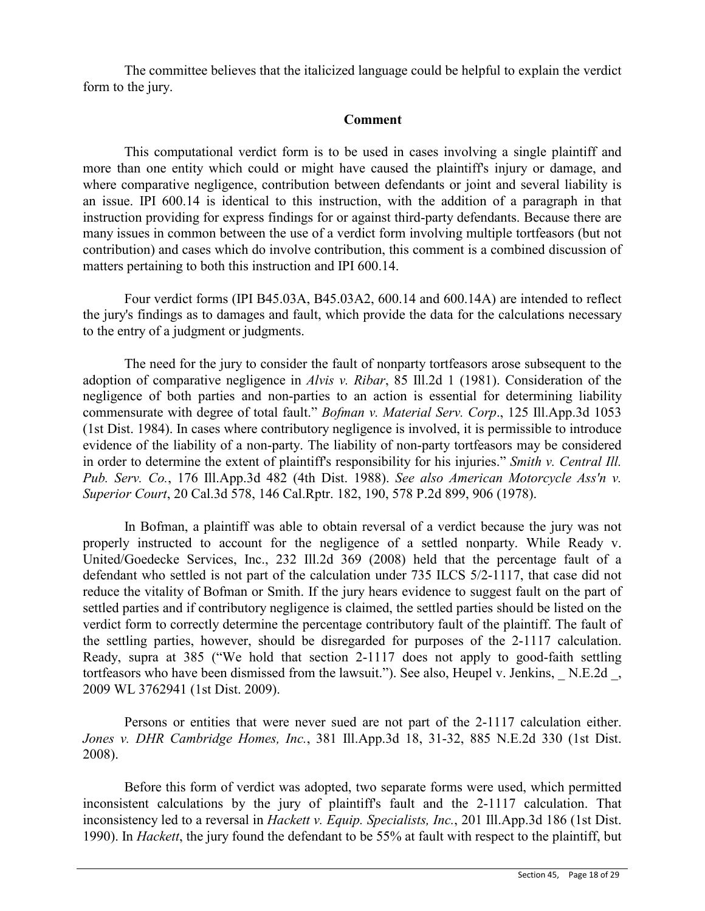The committee believes that the italicized language could be helpful to explain the verdict form to the jury.

**Comment**

This computational verdict form is to be used in cases involving a single plaintiff and more than one entity which could or might have caused the plaintiff's injury or damage, and where comparative negligence, contribution between defendants or joint and several liability is an issue. IPI 600.14 is identical to this instruction, with the addition of a paragraph in that instruction providing for express findings for or against third-party defendants. Because there are many issues in common between the use of a verdict form involving multiple tortfeasors (but not contribution) and cases which do involve contribution, this comment is a combined discussion of matters pertaining to both this instruction and IPI 600.14.

Four verdict forms (IPI B45.03A, B45.03A2, 600.14 and 600.14A) are intended to reflect the jury's findings as to damages and fault, which provide the data for the calculations necessary to the entry of a judgment or judgments.

The need for the jury to consider the fault of nonparty tortfeasors arose subsequent to the adoption of comparative negligence in *Alvis v. Ribar*, 85 Ill.2d 1 (1981). Consideration of the negligence of both parties and non-parties to an action is essential for determining liability commensurate with degree of total fault." *Bofman v. Material Serv. Corp*., 125 Ill.App.3d 1053 (1st Dist. 1984). In cases where contributory negligence is involved, it is permissible to introduce evidence of the liability of a non-party. The liability of non-party tortfeasors may be considered in order to determine the extent of plaintiff's responsibility for his injuries." *Smith v. Central Ill. Pub. Serv. Co.*, 176 Ill.App.3d 482 (4th Dist. 1988). *See also American Motorcycle Ass'n v. Superior Court*, 20 Cal.3d 578, 146 Cal.Rptr. 182, 190, 578 P.2d 899, 906 (1978).

In Bofman, a plaintiff was able to obtain reversal of a verdict because the jury was not properly instructed to account for the negligence of a settled nonparty. While Ready v. United/Goedecke Services, Inc., 232 Ill.2d 369 (2008) held that the percentage fault of a defendant who settled is not part of the calculation under 735 ILCS 5/2-1117, that case did not reduce the vitality of Bofman or Smith. If the jury hears evidence to suggest fault on the part of settled parties and if contributory negligence is claimed, the settled parties should be listed on the verdict form to correctly determine the percentage contributory fault of the plaintiff. The fault of the settling parties, however, should be disregarded for purposes of the 2-1117 calculation. Ready, supra at 385 ("We hold that section 2-1117 does not apply to good-faith settling tortfeasors who have been dismissed from the lawsuit."). See also, Heupel v. Jenkins, _ N.E.2d _, 2009 WL 3762941 (1st Dist. 2009).

Persons or entities that were never sued are not part of the 2-1117 calculation either. *Jones v. DHR Cambridge Homes, Inc.*, 381 Ill.App.3d 18, 31-32, 885 N.E.2d 330 (1st Dist. 2008).

Before this form of verdict was adopted, two separate forms were used, which permitted inconsistent calculations by the jury of plaintiff's fault and the 2-1117 calculation. That inconsistency led to a reversal in *Hackett v. Equip. Specialists, Inc.*, 201 Ill.App.3d 186 (1st Dist. 1990). In *Hackett*, the jury found the defendant to be 55% at fault with respect to the plaintiff, but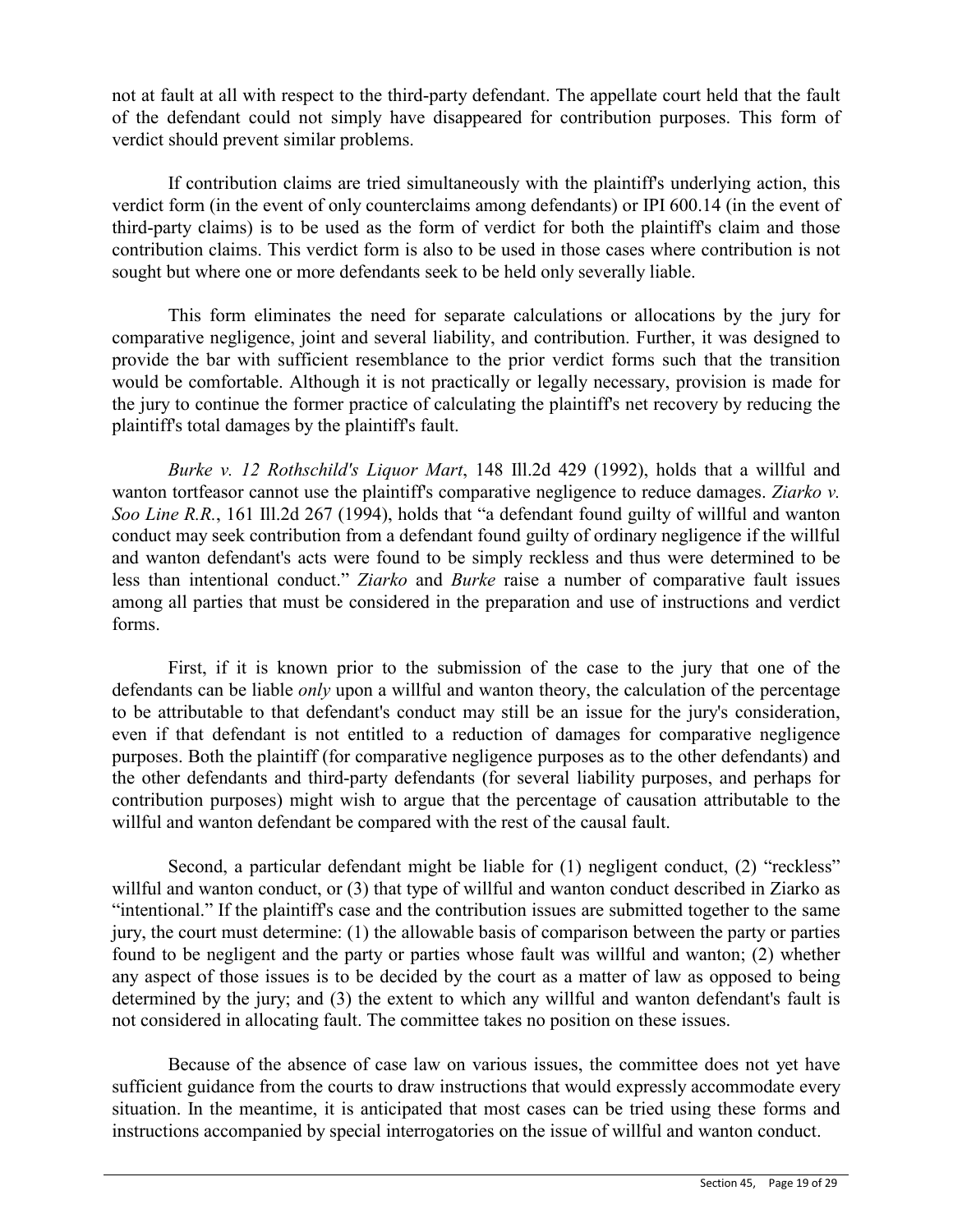not at fault at all with respect to the third-party defendant. The appellate court held that the fault of the defendant could not simply have disappeared for contribution purposes. This form of verdict should prevent similar problems.

If contribution claims are tried simultaneously with the plaintiff's underlying action, this verdict form (in the event of only counterclaims among defendants) or IPI 600.14 (in the event of third-party claims) is to be used as the form of verdict for both the plaintiff's claim and those contribution claims. This verdict form is also to be used in those cases where contribution is not sought but where one or more defendants seek to be held only severally liable.

This form eliminates the need for separate calculations or allocations by the jury for comparative negligence, joint and several liability, and contribution. Further, it was designed to provide the bar with sufficient resemblance to the prior verdict forms such that the transition would be comfortable. Although it is not practically or legally necessary, provision is made for the jury to continue the former practice of calculating the plaintiff's net recovery by reducing the plaintiff's total damages by the plaintiff's fault.

*Burke v. 12 Rothschild's Liquor Mart*, 148 Ill.2d 429 (1992), holds that a willful and wanton tortfeasor cannot use the plaintiff's comparative negligence to reduce damages. *Ziarko v. Soo Line R.R.*, 161 Ill.2d 267 (1994), holds that "a defendant found guilty of willful and wanton conduct may seek contribution from a defendant found guilty of ordinary negligence if the willful and wanton defendant's acts were found to be simply reckless and thus were determined to be less than intentional conduct." *Ziarko* and *Burke* raise a number of comparative fault issues among all parties that must be considered in the preparation and use of instructions and verdict forms.

First, if it is known prior to the submission of the case to the jury that one of the defendants can be liable *only* upon a willful and wanton theory, the calculation of the percentage to be attributable to that defendant's conduct may still be an issue for the jury's consideration, even if that defendant is not entitled to a reduction of damages for comparative negligence purposes. Both the plaintiff (for comparative negligence purposes as to the other defendants) and the other defendants and third-party defendants (for several liability purposes, and perhaps for contribution purposes) might wish to argue that the percentage of causation attributable to the willful and wanton defendant be compared with the rest of the causal fault.

Second, a particular defendant might be liable for (1) negligent conduct, (2) "reckless" willful and wanton conduct, or (3) that type of willful and wanton conduct described in Ziarko as "intentional." If the plaintiff's case and the contribution issues are submitted together to the same jury, the court must determine: (1) the allowable basis of comparison between the party or parties found to be negligent and the party or parties whose fault was willful and wanton; (2) whether any aspect of those issues is to be decided by the court as a matter of law as opposed to being determined by the jury; and (3) the extent to which any willful and wanton defendant's fault is not considered in allocating fault. The committee takes no position on these issues.

Because of the absence of case law on various issues, the committee does not yet have sufficient guidance from the courts to draw instructions that would expressly accommodate every situation. In the meantime, it is anticipated that most cases can be tried using these forms and instructions accompanied by special interrogatories on the issue of willful and wanton conduct.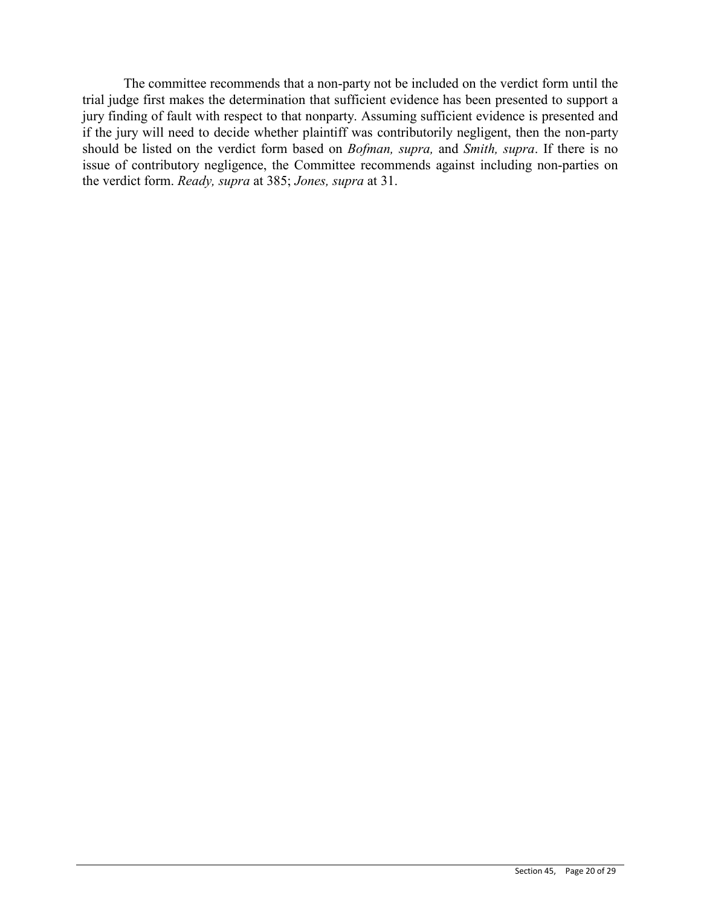The committee recommends that a non-party not be included on the verdict form until the trial judge first makes the determination that sufficient evidence has been presented to support a jury finding of fault with respect to that nonparty. Assuming sufficient evidence is presented and if the jury will need to decide whether plaintiff was contributorily negligent, then the non-party should be listed on the verdict form based on *Bofman, supra,* and *Smith, supra*. If there is no issue of contributory negligence, the Committee recommends against including non-parties on the verdict form. *Ready, supra* at 385; *Jones, supra* at 31.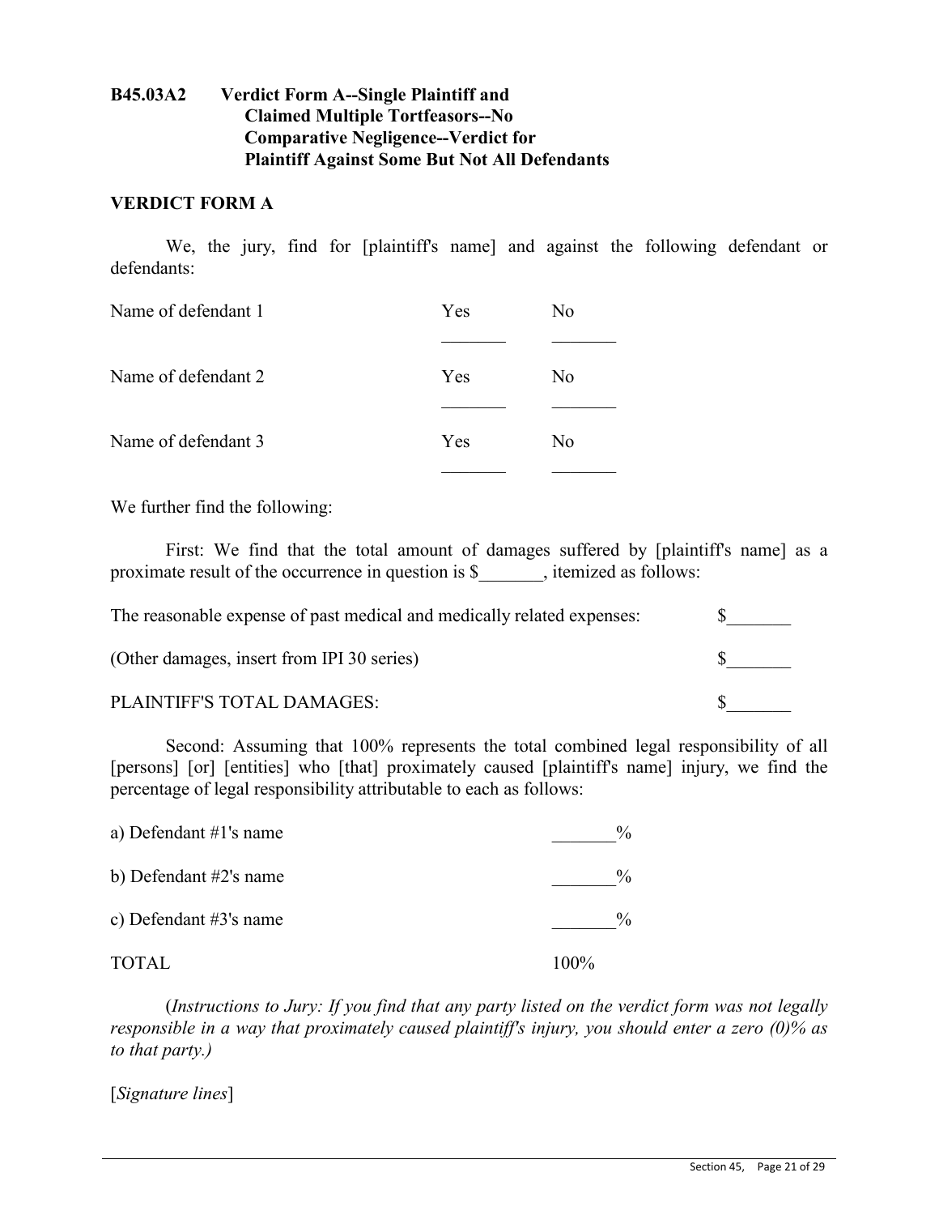## B45.03A2 Verdict Form A--Single Plaintiff and Claimed Multiple Tortfeasors--No Comparative Negligence--Verdict for Plaintiff Against Some But Not All Defendants

**VERDICT FORM A**

We, the jury, find for [plaintiff's name] and against the following defendant or defendants:

| | Yes | No |
|---|---|---|
| Name of defendant 1 | _______ | _______ |
| Name of defendant 2 | _______ | _______ |
| Name of defendant 3 | _______ | _______ |

We further find the following:

First: We find that the total amount of damages suffered by [plaintiff's name] as a proximate result of the occurrence in question is $_______, itemized as follows:

| | |
|---|---|
| The reasonable expense of past medical and medically related expenses: | $_______ |
| (Other damages, insert from IPI 30 series) | $_______ |
| PLAINTIFF'S TOTAL DAMAGES: | $_______ |

Second: Assuming that 100% represents the total combined legal responsibility of all [persons] [or] [entities] who [that] proximately caused [plaintiff's name] injury, we find the percentage of legal responsibility attributable to each as follows:

| | |
|---|---|
| a) Defendant #1's name | _______% |
| b) Defendant #2's name | _______% |
| c) Defendant #3's name | _______% |
| TOTAL | 100% |

(*Instructions to Jury: If you find that any party listed on the verdict form was not legally responsible in a way that proximately caused plaintiff's injury, you should enter a zero (0)% as to that party.)*

[*Signature lines*]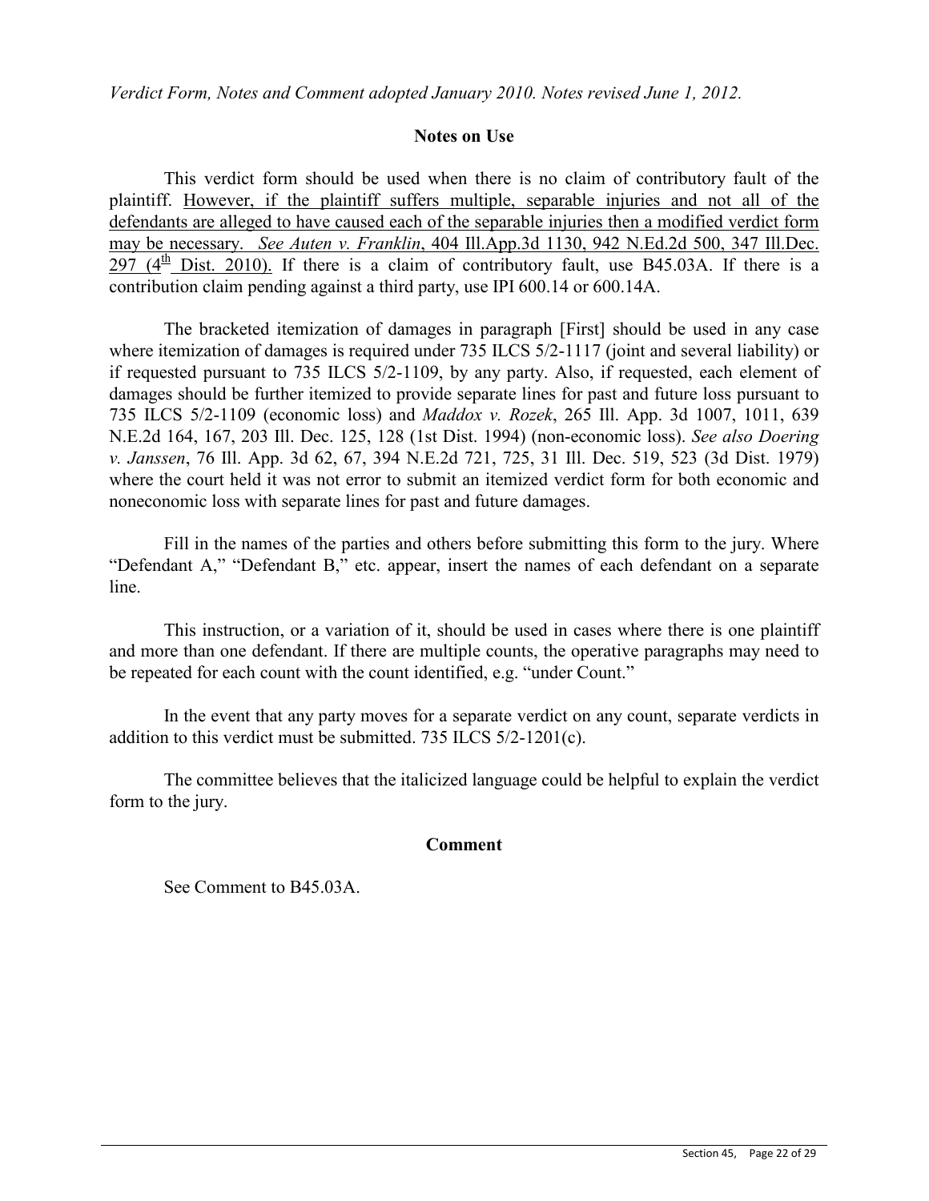*Verdict Form, Notes and Comment adopted January 2010. Notes revised June 1, 2012.*

## Notes on Use

This verdict form should be used when there is no claim of contributory fault of the plaintiff. <u>However, if the plaintiff suffers multiple, separable injuries and not all of the defendants are alleged to have caused each of the separable injuries then a modified verdict form may be necessary. *See Auten v. Franklin*, 404 Ill.App.3d 1130, 942 N.Ed.2d 500, 347 Ill.Dec. 297 (4th Dist. 2010).</u> If there is a claim of contributory fault, use B45.03A. If there is a contribution claim pending against a third party, use IPI 600.14 or 600.14A.

The bracketed itemization of damages in paragraph [First] should be used in any case where itemization of damages is required under 735 ILCS 5/2-1117 (joint and several liability) or if requested pursuant to 735 ILCS 5/2-1109, by any party. Also, if requested, each element of damages should be further itemized to provide separate lines for past and future loss pursuant to 735 ILCS 5/2-1109 (economic loss) and *Maddox v. Rozek*, 265 Ill. App. 3d 1007, 1011, 639 N.E.2d 164, 167, 203 Ill. Dec. 125, 128 (1st Dist. 1994) (non-economic loss). *See also Doering v. Janssen*, 76 Ill. App. 3d 62, 67, 394 N.E.2d 721, 725, 31 Ill. Dec. 519, 523 (3d Dist. 1979) where the court held it was not error to submit an itemized verdict form for both economic and noneconomic loss with separate lines for past and future damages.

Fill in the names of the parties and others before submitting this form to the jury. Where "Defendant A," "Defendant B," etc. appear, insert the names of each defendant on a separate line.

This instruction, or a variation of it, should be used in cases where there is one plaintiff and more than one defendant. If there are multiple counts, the operative paragraphs may need to be repeated for each count with the count identified, e.g. "under Count."

In the event that any party moves for a separate verdict on any count, separate verdicts in addition to this verdict must be submitted. 735 ILCS 5/2-1201(c).

The committee believes that the italicized language could be helpful to explain the verdict form to the jury.

## Comment

See Comment to B45.03A.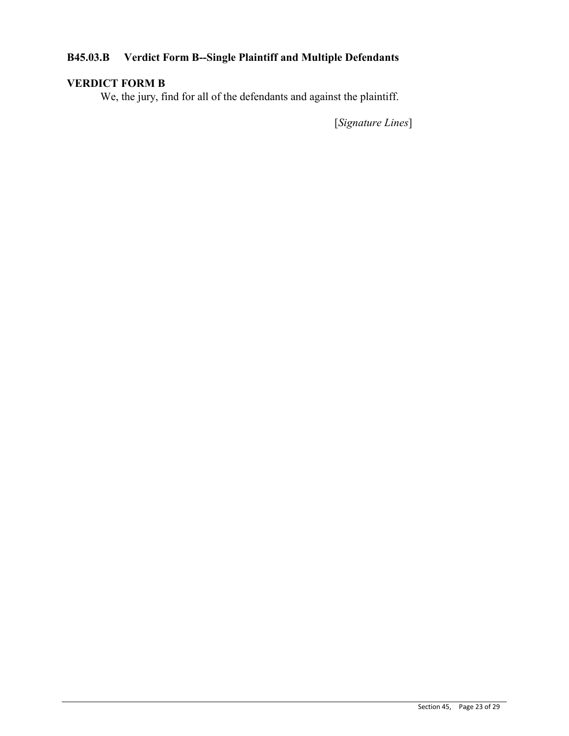### B45.03.B Verdict Form B--Single Plaintiff and Multiple Defendants

**VERDICT FORM B**

We, the jury, find for all of the defendants and against the plaintiff.

[*Signature Lines*]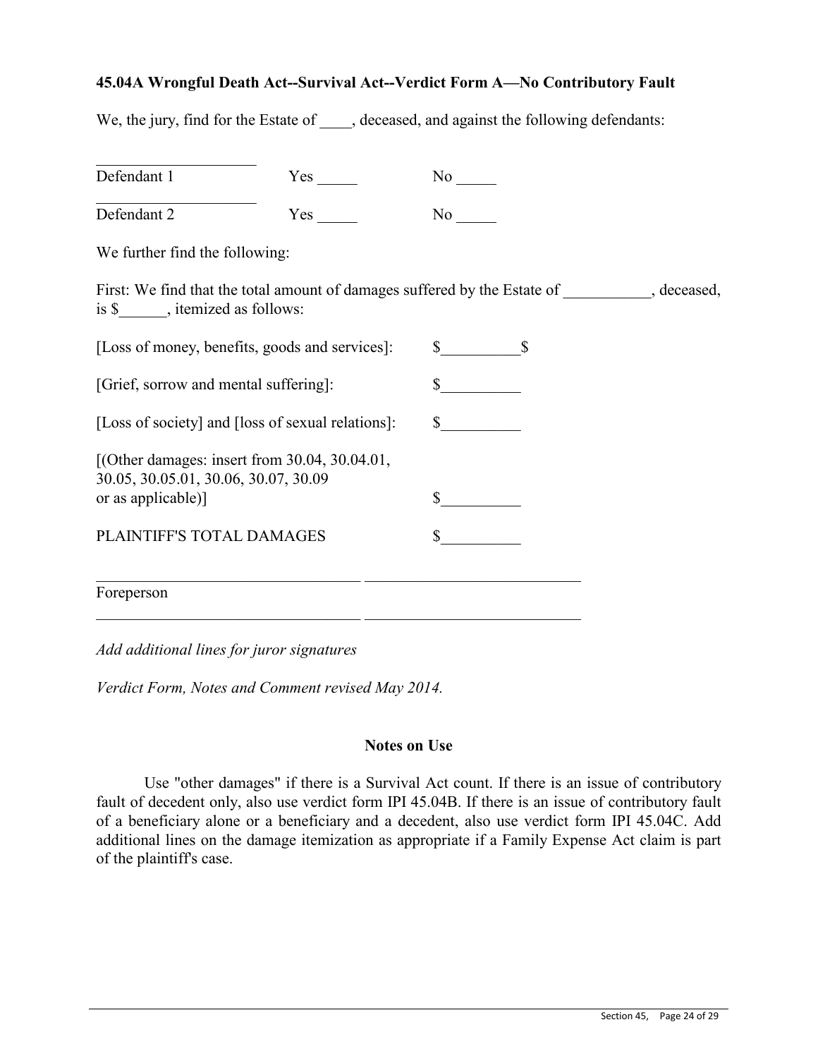**45.04A Wrongful Death Act--Survival Act--Verdict Form A—No Contributory Fault**

We, the jury, find for the Estate of ____, deceased, and against the following defendants:

| | | |
|---|---|---|
| ____________________ Defendant 1 | Yes _____ | No _____ |
| ____________________ Defendant 2 | Yes _____ | No _____ |

We further find the following:

First: We find that the total amount of damages suffered by the Estate of ___________, deceased, is $______, itemized as follows:

| | |
|---|---|
| [Loss of money, benefits, goods and services]: | $__________$ |
| [Grief, sorrow and mental suffering]: | $__________ |
| [Loss of society] and [loss of sexual relations]: | $__________ |
| [(Other damages: insert from 30.04, 30.04.01, 30.05, 30.05.01, 30.06, 30.07, 30.09 or as applicable)] | $__________ |
| PLAINTIFF'S TOTAL DAMAGES | $__________ |

_________________________________ ___________________________

Foreperson

_________________________________ ___________________________

*Add additional lines for juror signatures*

*Verdict Form, Notes and Comment revised May 2014.*

### Notes on Use

Use "other damages" if there is a Survival Act count. If there is an issue of contributory fault of decedent only, also use verdict form IPI 45.04B. If there is an issue of contributory fault of a beneficiary alone or a beneficiary and a decedent, also use verdict form IPI 45.04C. Add additional lines on the damage itemization as appropriate if a Family Expense Act claim is part of the plaintiff's case.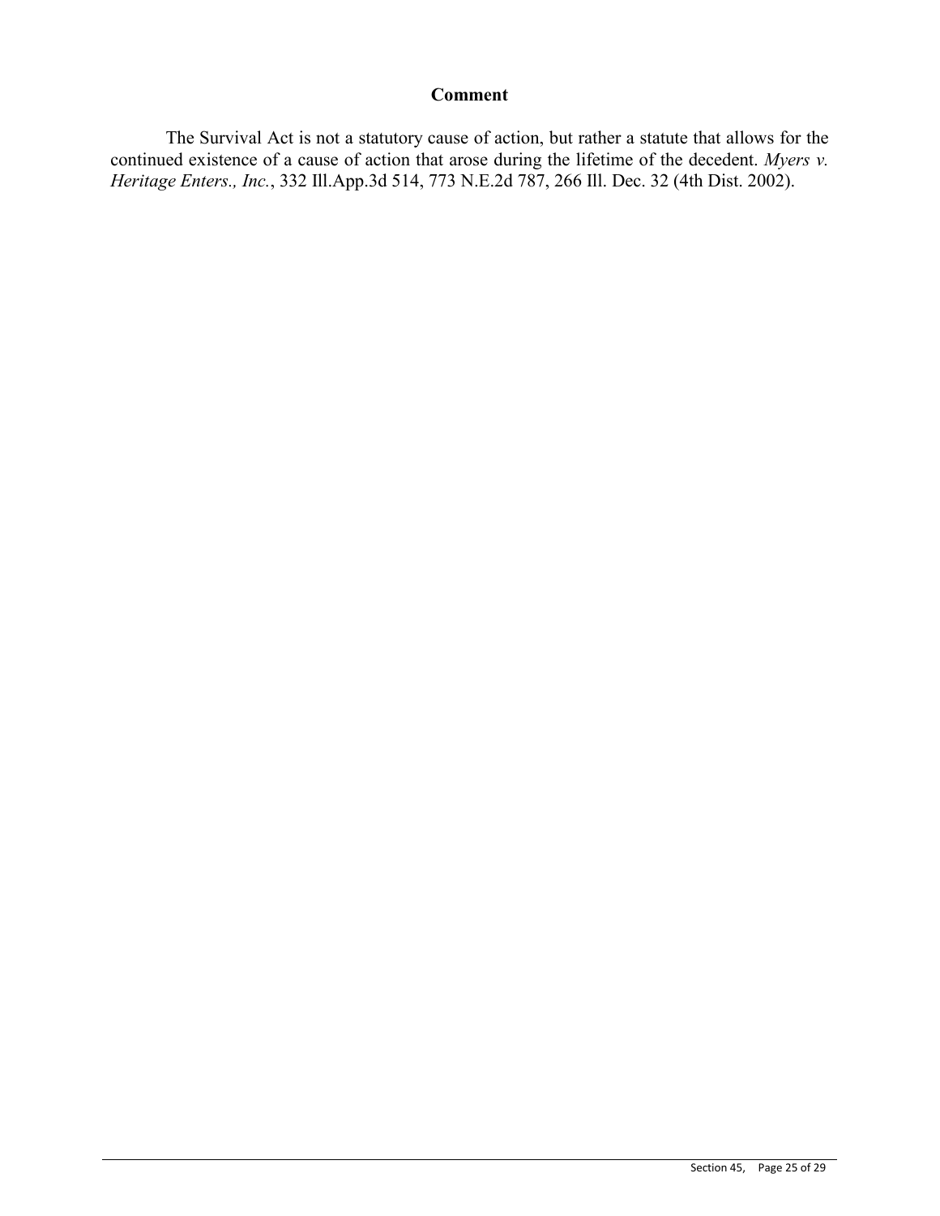### Comment

The Survival Act is not a statutory cause of action, but rather a statute that allows for the continued existence of a cause of action that arose during the lifetime of the decedent. *Myers v. Heritage Enters., Inc.*, 332 Ill.App.3d 514, 773 N.E.2d 787, 266 Ill. Dec. 32 (4th Dist. 2002).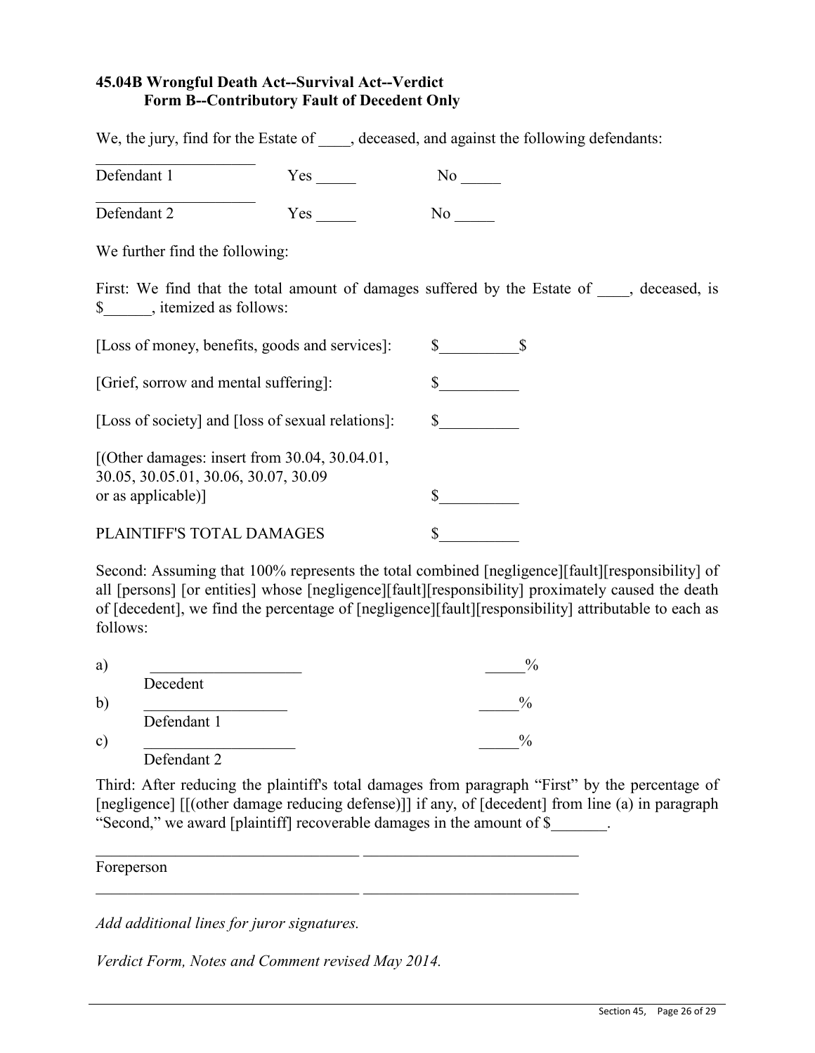**45.04B Wrongful Death Act--Survival Act--Verdict Form B--Contributory Fault of Decedent Only**

We, the jury, find for the Estate of ____, deceased, and against the following defendants:

| | | |
|---|---|---|
| Defendant 1 | Yes _____ | No _____ |
| Defendant 2 | Yes _____ | No _____ |

We further find the following:

First: We find that the total amount of damages suffered by the Estate of ____, deceased, is $______, itemized as follows:

| | |
|---|---|
| [Loss of money, benefits, goods and services]: | $__________$ |
| [Grief, sorrow and mental suffering]: | $__________ |
| [Loss of society] and [loss of sexual relations]: | $__________ |
| [(Other damages: insert from 30.04, 30.04.01, 30.05, 30.05.01, 30.06, 30.07, 30.09 or as applicable)] | $__________ |
| PLAINTIFF'S TOTAL DAMAGES | $__________ |

Second: Assuming that 100% represents the total combined [negligence][fault][responsibility] of all [persons] [or entities] whose [negligence][fault][responsibility] proximately caused the death of [decedent], we find the percentage of [negligence][fault][responsibility] attributable to each as follows:

| | | |
|---|---|---|
| a) | ___________________ Decedent | _____% |
| b) | __________________ Defendant 1 | _____% |
| c) | ___________________ Defendant 2 | _____% |

Third: After reducing the plaintiff's total damages from paragraph "First" by the percentage of [negligence] [[(other damage reducing defense)]] if any, of [decedent] from line (a) in paragraph "Second," we award [plaintiff] recoverable damages in the amount of $_______.

_________________________________ ___________________________

Foreperson

_________________________________ ___________________________

*Add additional lines for juror signatures.*

*Verdict Form, Notes and Comment revised May 2014.*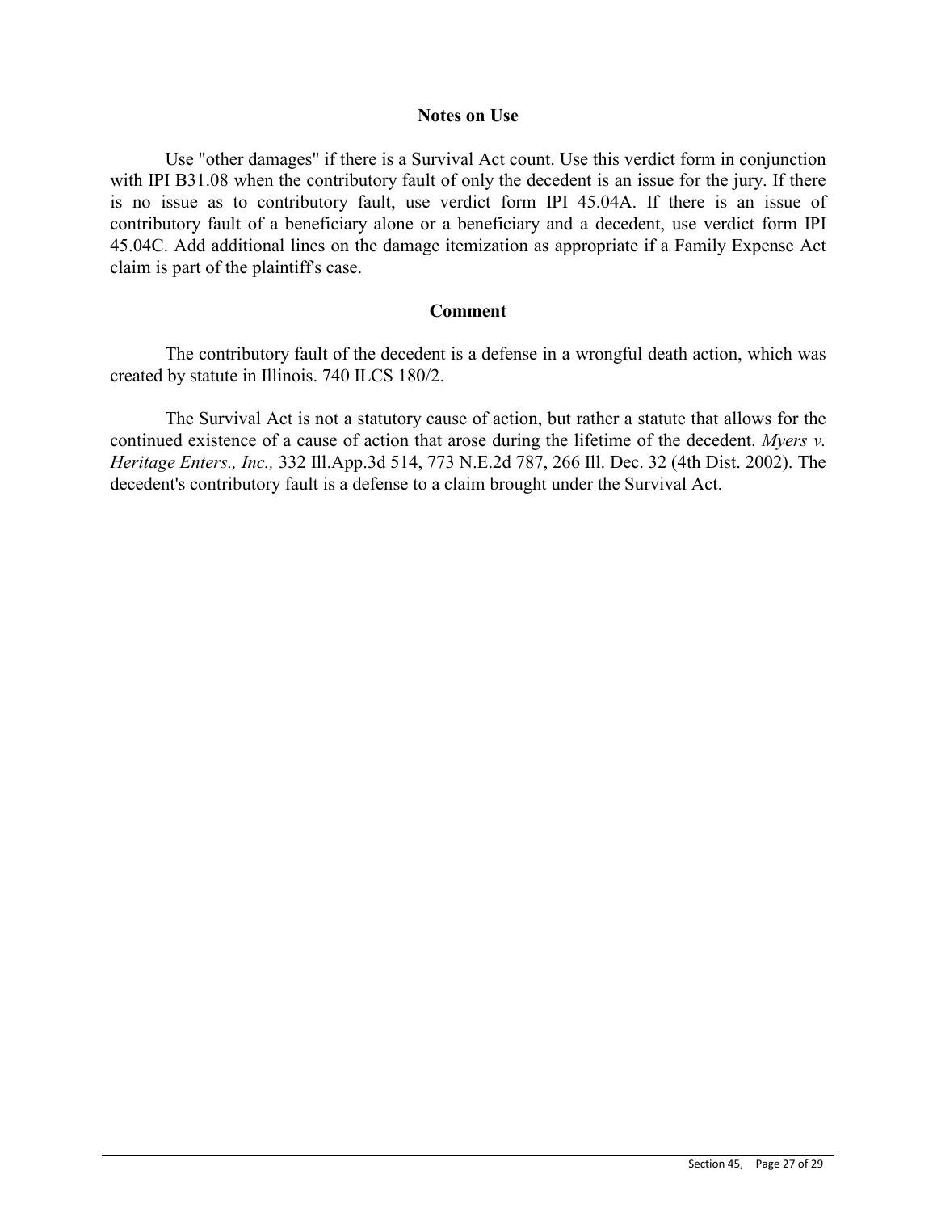## Notes on Use

Use "other damages" if there is a Survival Act count. Use this verdict form in conjunction with IPI B31.08 when the contributory fault of only the decedent is an issue for the jury. If there is no issue as to contributory fault, use verdict form IPI 45.04A. If there is an issue of contributory fault of a beneficiary alone or a beneficiary and a decedent, use verdict form IPI 45.04C. Add additional lines on the damage itemization as appropriate if a Family Expense Act claim is part of the plaintiff's case.

## Comment

The contributory fault of the decedent is a defense in a wrongful death action, which was created by statute in Illinois. 740 ILCS 180/2.

The Survival Act is not a statutory cause of action, but rather a statute that allows for the continued existence of a cause of action that arose during the lifetime of the decedent. *Myers v. Heritage Enters., Inc.,* 332 Ill.App.3d 514, 773 N.E.2d 787, 266 Ill. Dec. 32 (4th Dist. 2002). The decedent's contributory fault is a defense to a claim brought under the Survival Act.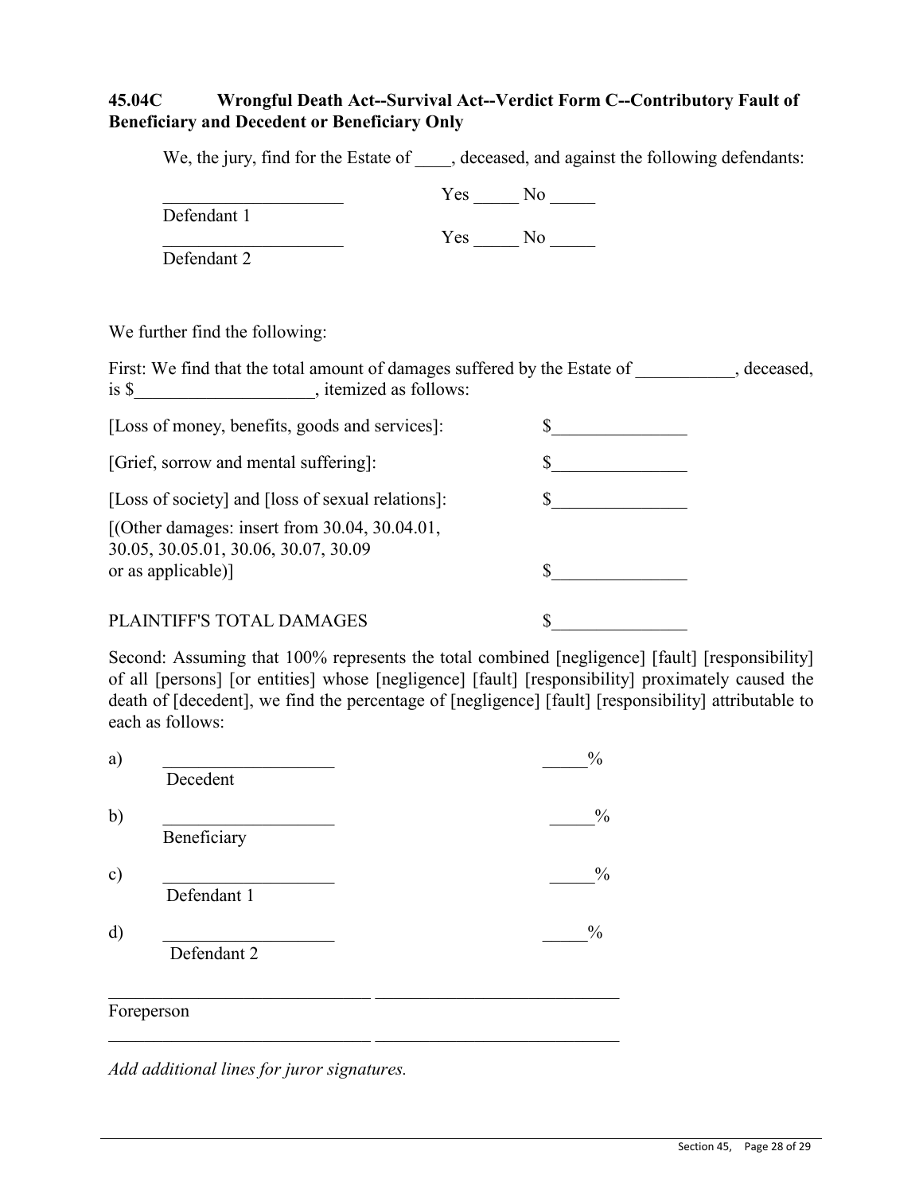### 45.04C Wrongful Death Act--Survival Act--Verdict Form C--Contributory Fault of Beneficiary and Decedent or Beneficiary Only

We, the jury, find for the Estate of ____, deceased, and against the following defendants:

____________________ Yes _____ No _____
Defendant 1

____________________ Yes _____ No _____
Defendant 2

We further find the following:

First: We find that the total amount of damages suffered by the Estate of ___________, deceased, is $___________________, itemized as follows:

| | |
|---|---|
| [Loss of money, benefits, goods and services]: | $_______________ |
| [Grief, sorrow and mental suffering]: | $_______________ |
| [Loss of society] and [loss of sexual relations]: | $_______________ |
| [(Other damages: insert from 30.04, 30.04.01, 30.05, 30.05.01, 30.06, 30.07, 30.09 or as applicable)] | $_______________ |
| PLAINTIFF'S TOTAL DAMAGES | $_______________ |

Second: Assuming that 100% represents the total combined [negligence] [fault] [responsibility] of all [persons] [or entities] whose [negligence] [fault] [responsibility] proximately caused the death of [decedent], we find the percentage of [negligence] [fault] [responsibility] attributable to each as follows:

a) ___________________ _____%
Decedent

b) ___________________ _____%
Beneficiary

c) ___________________ _____%
Defendant 1

d) ___________________ _____%
Defendant 2

______________________________ ____________________________
Foreperson

______________________________ ____________________________

*Add additional lines for juror signatures.*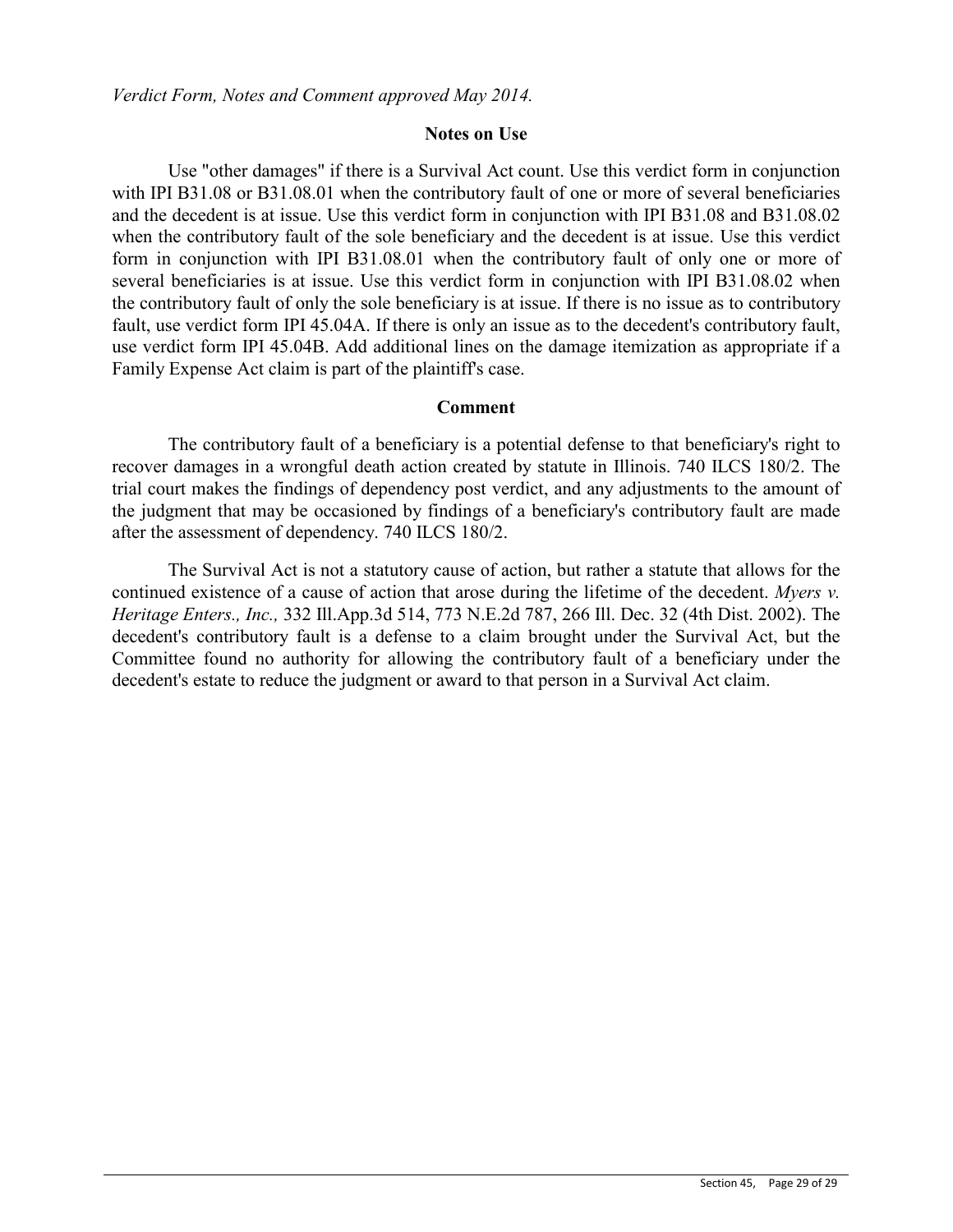*Verdict Form, Notes and Comment approved May 2014.*

**Notes on Use**

Use "other damages" if there is a Survival Act count. Use this verdict form in conjunction with IPI B31.08 or B31.08.01 when the contributory fault of one or more of several beneficiaries and the decedent is at issue. Use this verdict form in conjunction with IPI B31.08 and B31.08.02 when the contributory fault of the sole beneficiary and the decedent is at issue. Use this verdict form in conjunction with IPI B31.08.01 when the contributory fault of only one or more of several beneficiaries is at issue. Use this verdict form in conjunction with IPI B31.08.02 when the contributory fault of only the sole beneficiary is at issue. If there is no issue as to contributory fault, use verdict form IPI 45.04A. If there is only an issue as to the decedent's contributory fault, use verdict form IPI 45.04B. Add additional lines on the damage itemization as appropriate if a Family Expense Act claim is part of the plaintiff's case.

**Comment**

The contributory fault of a beneficiary is a potential defense to that beneficiary's right to recover damages in a wrongful death action created by statute in Illinois. 740 ILCS 180/2. The trial court makes the findings of dependency post verdict, and any adjustments to the amount of the judgment that may be occasioned by findings of a beneficiary's contributory fault are made after the assessment of dependency. 740 ILCS 180/2.

The Survival Act is not a statutory cause of action, but rather a statute that allows for the continued existence of a cause of action that arose during the lifetime of the decedent. *Myers v. Heritage Enters., Inc.,* 332 Ill.App.3d 514, 773 N.E.2d 787, 266 Ill. Dec. 32 (4th Dist. 2002). The decedent's contributory fault is a defense to a claim brought under the Survival Act, but the Committee found no authority for allowing the contributory fault of a beneficiary under the decedent's estate to reduce the judgment or award to that person in a Survival Act claim.